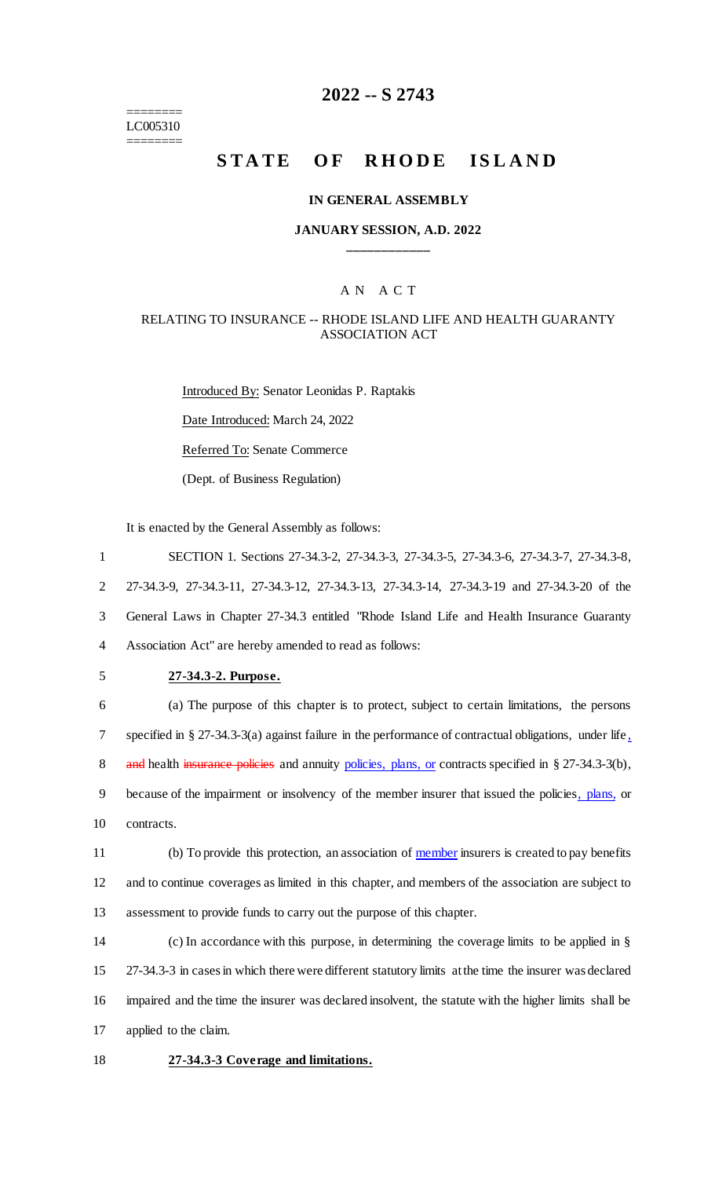========
LC005310
========

# 2022 -- S 2743

# STATE OF RHODE ISLAND

## IN GENERAL ASSEMBLY

### JANUARY SESSION, A.D. 2022

---

### A N A C T

RELATING TO INSURANCE -- RHODE ISLAND LIFE AND HEALTH GUARANTY ASSOCIATION ACT

Introduced By: Senator Leonidas P. Raptakis

Date Introduced: March 24, 2022

Referred To: Senate Commerce

(Dept. of Business Regulation)

It is enacted by the General Assembly as follows:

1 SECTION 1. Sections 27-34.3-2, 27-34.3-3, 27-34.3-5, 27-34.3-6, 27-34.3-7, 27-34.3-8,
2 27-34.3-9, 27-34.3-11, 27-34.3-12, 27-34.3-13, 27-34.3-14, 27-34.3-19 and 27-34.3-20 of the
3 General Laws in Chapter 27-34.3 entitled "Rhode Island Life and Health Insurance Guaranty
4 Association Act" are hereby amended to read as follows:

5 **27-34.3-2. Purpose.**

6 (a) The purpose of this chapter is to protect, subject to certain limitations, the persons
7 specified in § 27-34.3-3(a) against failure in the performance of contractual obligations, under life,
8 and health insurance policies and annuity policies, plans, or contracts specified in § 27-34.3-3(b),
9 because of the impairment or insolvency of the member insurer that issued the policies, plans, or
10 contracts.

11 (b) To provide this protection, an association of member insurers is created to pay benefits
12 and to continue coverages as limited in this chapter, and members of the association are subject to
13 assessment to provide funds to carry out the purpose of this chapter.

14 (c) In accordance with this purpose, in determining the coverage limits to be applied in §
15 27-34.3-3 in cases in which there were different statutory limits at the time the insurer was declared
16 impaired and the time the insurer was declared insolvent, the statute with the higher limits shall be
17 applied to the claim.

18 **27-34.3-3 Coverage and limitations.**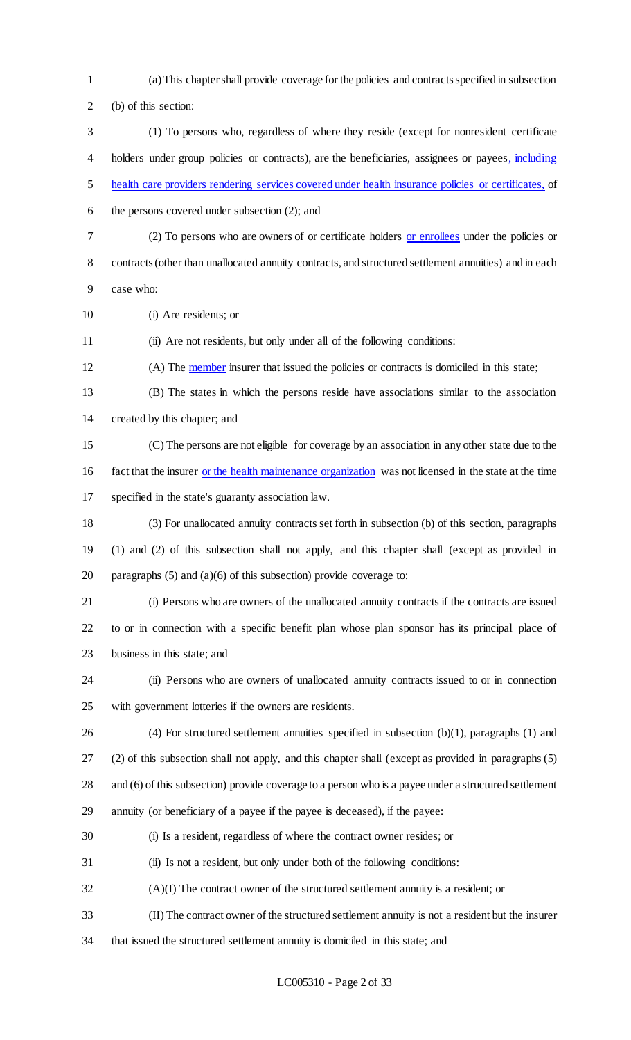(a) This chapter shall provide coverage for the policies and contracts specified in subsection (b) of this section:

(1) To persons who, regardless of where they reside (except for nonresident certificate holders under group policies or contracts), are the beneficiaries, assignees or payees, including health care providers rendering services covered under health insurance policies or certificates, of the persons covered under subsection (2); and

(2) To persons who are owners of or certificate holders or enrollees under the policies or contracts (other than unallocated annuity contracts, and structured settlement annuities) and in each case who:

(i) Are residents; or

(ii) Are not residents, but only under all of the following conditions:

(A) The member insurer that issued the policies or contracts is domiciled in this state;

(B) The states in which the persons reside have associations similar to the association created by this chapter; and

(C) The persons are not eligible for coverage by an association in any other state due to the fact that the insurer or the health maintenance organization was not licensed in the state at the time specified in the state's guaranty association law.

(3) For unallocated annuity contracts set forth in subsection (b) of this section, paragraphs (1) and (2) of this subsection shall not apply, and this chapter shall (except as provided in paragraphs (5) and (a)(6) of this subsection) provide coverage to:

(i) Persons who are owners of the unallocated annuity contracts if the contracts are issued to or in connection with a specific benefit plan whose plan sponsor has its principal place of business in this state; and

(ii) Persons who are owners of unallocated annuity contracts issued to or in connection with government lotteries if the owners are residents.

(4) For structured settlement annuities specified in subsection (b)(1), paragraphs (1) and (2) of this subsection shall not apply, and this chapter shall (except as provided in paragraphs (5) and (6) of this subsection) provide coverage to a person who is a payee under a structured settlement annuity (or beneficiary of a payee if the payee is deceased), if the payee:

(i) Is a resident, regardless of where the contract owner resides; or

(ii) Is not a resident, but only under both of the following conditions:

(A)(I) The contract owner of the structured settlement annuity is a resident; or

(II) The contract owner of the structured settlement annuity is not a resident but the insurer that issued the structured settlement annuity is domiciled in this state; and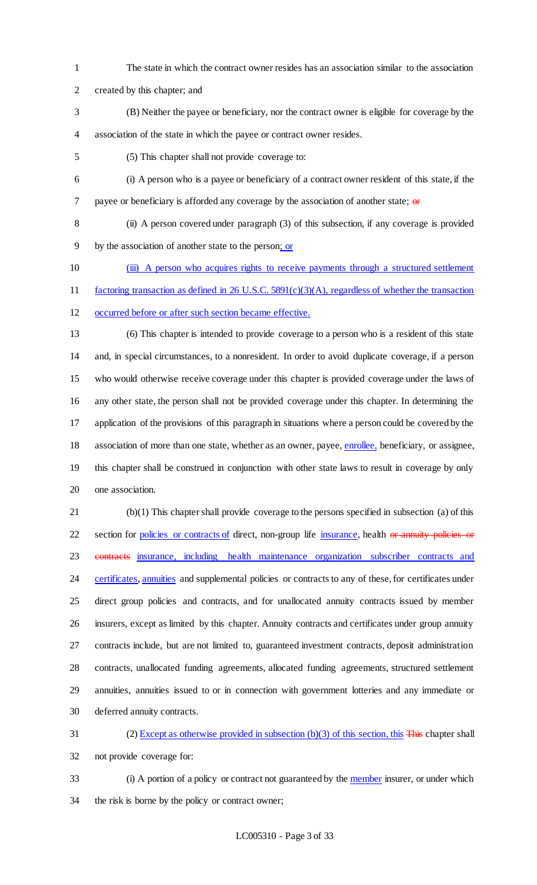The state in which the contract owner resides has an association similar to the association created by this chapter; and

(B) Neither the payee or beneficiary, nor the contract owner is eligible for coverage by the association of the state in which the payee or contract owner resides.

(5) This chapter shall not provide coverage to:

(i) A person who is a payee or beneficiary of a contract owner resident of this state, if the payee or beneficiary is afforded any coverage by the association of another state; ~~or~~

(ii) A person covered under paragraph (3) of this subsection, if any coverage is provided by the association of another state to the person; or

(iii) A person who acquires rights to receive payments through a structured settlement factoring transaction as defined in 26 U.S.C. 5891(c)(3)(A), regardless of whether the transaction occurred before or after such section became effective.

(6) This chapter is intended to provide coverage to a person who is a resident of this state and, in special circumstances, to a nonresident. In order to avoid duplicate coverage, if a person who would otherwise receive coverage under this chapter is provided coverage under the laws of any other state, the person shall not be provided coverage under this chapter. In determining the application of the provisions of this paragraph in situations where a person could be covered by the association of more than one state, whether as an owner, payee, enrollee, beneficiary, or assignee, this chapter shall be construed in conjunction with other state laws to result in coverage by only one association.

(b)(1) This chapter shall provide coverage to the persons specified in subsection (a) of this section for policies or contracts of direct, non-group life insurance, health ~~or annuity policies or contracts~~ insurance, including health maintenance organization subscriber contracts and certificates, annuities and supplemental policies or contracts to any of these, for certificates under direct group policies and contracts, and for unallocated annuity contracts issued by member insurers, except as limited by this chapter. Annuity contracts and certificates under group annuity contracts include, but are not limited to, guaranteed investment contracts, deposit administration contracts, unallocated funding agreements, allocated funding agreements, structured settlement annuities, annuities issued to or in connection with government lotteries and any immediate or deferred annuity contracts.

(2) Except as otherwise provided in subsection (b)(3) of this section, this ~~This~~ chapter shall not provide coverage for:

(i) A portion of a policy or contract not guaranteed by the member insurer, or under which the risk is borne by the policy or contract owner;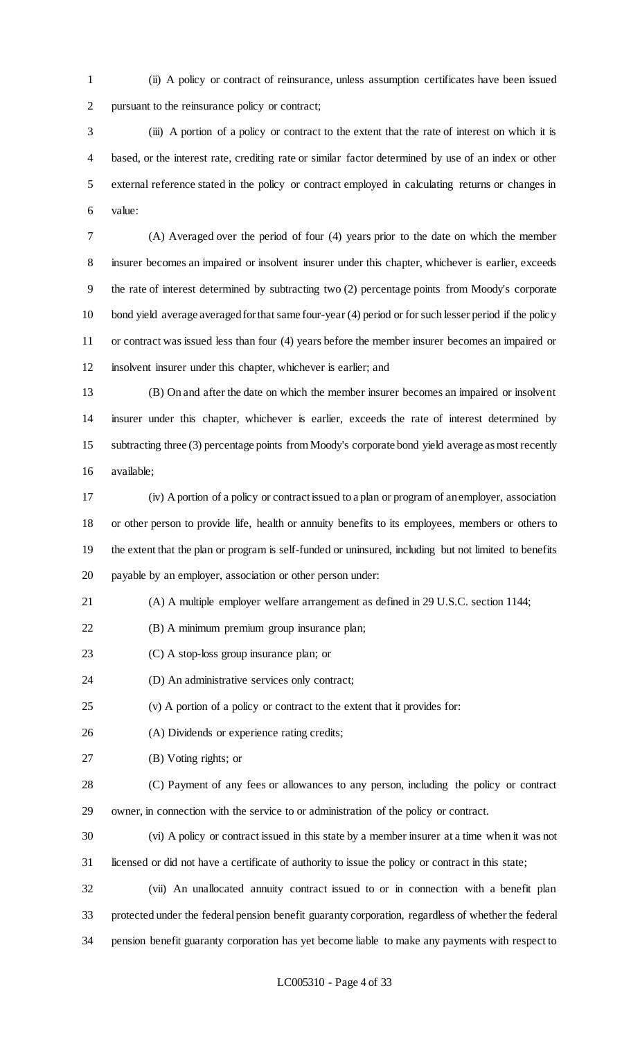(ii) A policy or contract of reinsurance, unless assumption certificates have been issued pursuant to the reinsurance policy or contract;

(iii) A portion of a policy or contract to the extent that the rate of interest on which it is based, or the interest rate, crediting rate or similar factor determined by use of an index or other external reference stated in the policy or contract employed in calculating returns or changes in value:

(A) Averaged over the period of four (4) years prior to the date on which the member insurer becomes an impaired or insolvent insurer under this chapter, whichever is earlier, exceeds the rate of interest determined by subtracting two (2) percentage points from Moody's corporate bond yield average averaged for that same four-year (4) period or for such lesser period if the policy or contract was issued less than four (4) years before the member insurer becomes an impaired or insolvent insurer under this chapter, whichever is earlier; and

(B) On and after the date on which the member insurer becomes an impaired or insolvent insurer under this chapter, whichever is earlier, exceeds the rate of interest determined by subtracting three (3) percentage points from Moody's corporate bond yield average as most recently available;

(iv) A portion of a policy or contract issued to a plan or program of an employer, association or other person to provide life, health or annuity benefits to its employees, members or others to the extent that the plan or program is self-funded or uninsured, including but not limited to benefits payable by an employer, association or other person under:

(A) A multiple employer welfare arrangement as defined in 29 U.S.C. section 1144;

(B) A minimum premium group insurance plan;

(C) A stop-loss group insurance plan; or

(D) An administrative services only contract;

(v) A portion of a policy or contract to the extent that it provides for:

(A) Dividends or experience rating credits;

(B) Voting rights; or

(C) Payment of any fees or allowances to any person, including the policy or contract owner, in connection with the service to or administration of the policy or contract.

(vi) A policy or contract issued in this state by a member insurer at a time when it was not licensed or did not have a certificate of authority to issue the policy or contract in this state;

(vii) An unallocated annuity contract issued to or in connection with a benefit plan protected under the federal pension benefit guaranty corporation, regardless of whether the federal pension benefit guaranty corporation has yet become liable to make any payments with respect to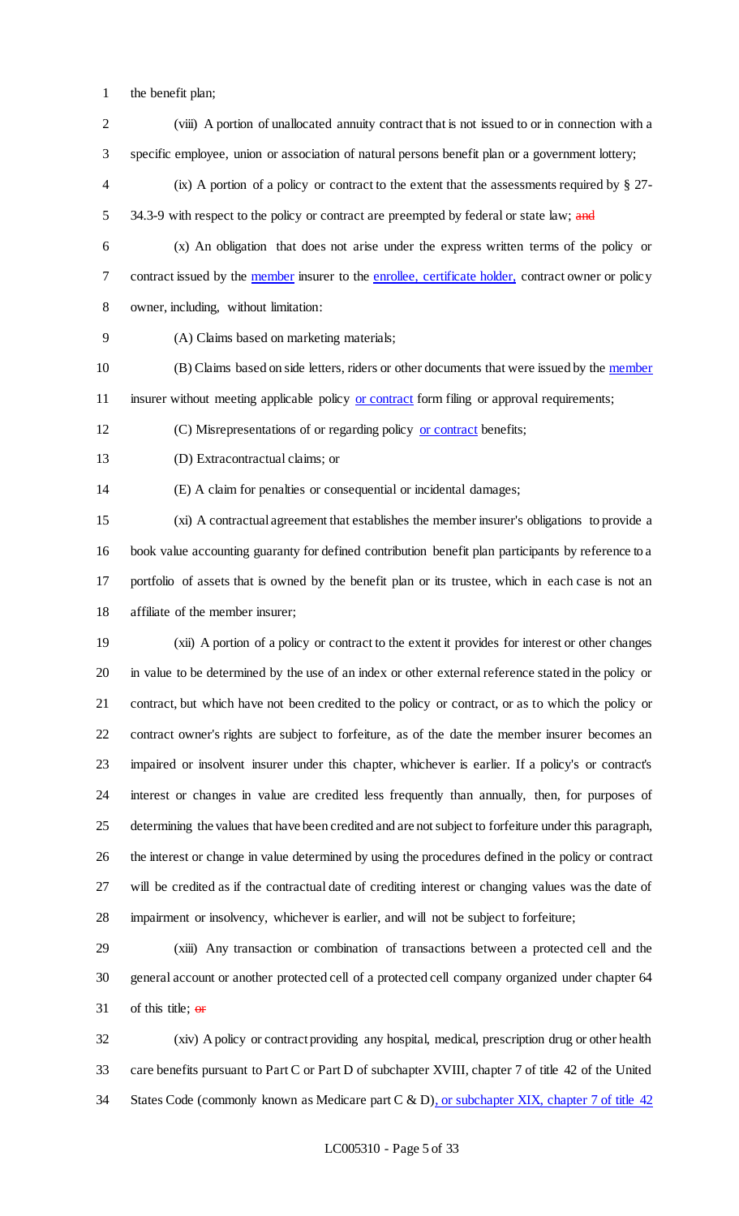the benefit plan;

(viii) A portion of unallocated annuity contract that is not issued to or in connection with a specific employee, union or association of natural persons benefit plan or a government lottery;

(ix) A portion of a policy or contract to the extent that the assessments required by § 27-34.3-9 with respect to the policy or contract are preempted by federal or state law; ~~and~~

(x) An obligation that does not arise under the express written terms of the policy or contract issued by the <u>member</u> insurer to the <u>enrollee, certificate holder,</u> contract owner or policy owner, including, without limitation:

(A) Claims based on marketing materials;

(B) Claims based on side letters, riders or other documents that were issued by the <u>member</u> insurer without meeting applicable policy <u>or contract</u> form filing or approval requirements;

(C) Misrepresentations of or regarding policy <u>or contract</u> benefits;

(D) Extracontractual claims; or

(E) A claim for penalties or consequential or incidental damages;

(xi) A contractual agreement that establishes the member insurer's obligations to provide a book value accounting guaranty for defined contribution benefit plan participants by reference to a portfolio of assets that is owned by the benefit plan or its trustee, which in each case is not an affiliate of the member insurer;

(xii) A portion of a policy or contract to the extent it provides for interest or other changes in value to be determined by the use of an index or other external reference stated in the policy or contract, but which have not been credited to the policy or contract, or as to which the policy or contract owner's rights are subject to forfeiture, as of the date the member insurer becomes an impaired or insolvent insurer under this chapter, whichever is earlier. If a policy's or contract's interest or changes in value are credited less frequently than annually, then, for purposes of determining the values that have been credited and are not subject to forfeiture under this paragraph, the interest or change in value determined by using the procedures defined in the policy or contract will be credited as if the contractual date of crediting interest or changing values was the date of impairment or insolvency, whichever is earlier, and will not be subject to forfeiture;

(xiii) Any transaction or combination of transactions between a protected cell and the general account or another protected cell of a protected cell company organized under chapter 64 of this title; ~~or~~

(xiv) A policy or contract providing any hospital, medical, prescription drug or other health care benefits pursuant to Part C or Part D of subchapter XVIII, chapter 7 of title 42 of the United States Code (commonly known as Medicare part C & D)<u>, or subchapter XIX, chapter 7 of title 42</u>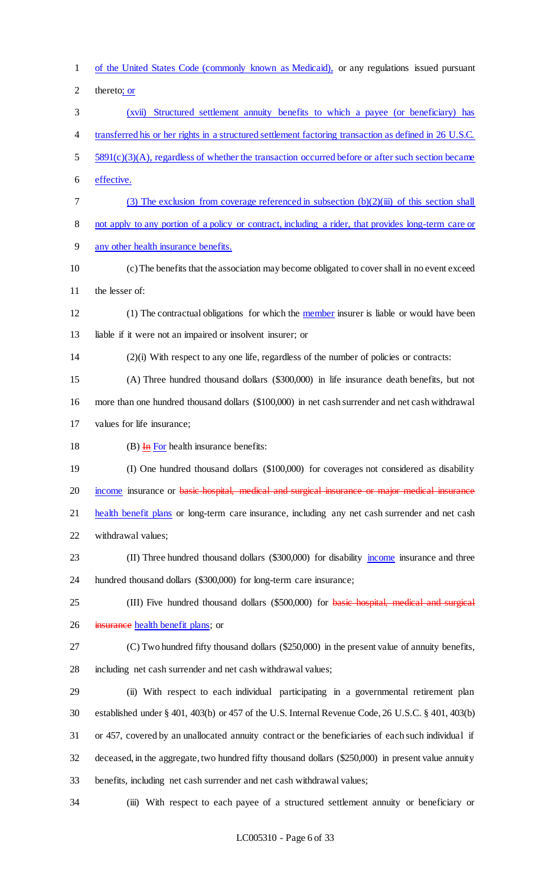of the United States Code (commonly known as Medicaid), or any regulations issued pursuant thereto; or

(xvii) Structured settlement annuity benefits to which a payee (or beneficiary) has transferred his or her rights in a structured settlement factoring transaction as defined in 26 U.S.C. 5891(c)(3)(A), regardless of whether the transaction occurred before or after such section became effective.

(3) The exclusion from coverage referenced in subsection (b)(2)(iii) of this section shall not apply to any portion of a policy or contract, including a rider, that provides long-term care or any other health insurance benefits.

(c) The benefits that the association may become obligated to cover shall in no event exceed the lesser of:

(1) The contractual obligations for which the member insurer is liable or would have been liable if it were not an impaired or insolvent insurer; or

(2)(i) With respect to any one life, regardless of the number of policies or contracts:

(A) Three hundred thousand dollars ($300,000) in life insurance death benefits, but not more than one hundred thousand dollars ($100,000) in net cash surrender and net cash withdrawal values for life insurance;

(B) ~~In~~ For health insurance benefits:

(I) One hundred thousand dollars ($100,000) for coverages not considered as disability income insurance or ~~basic hospital, medical and surgical insurance or major medical insurance~~ health benefit plans or long-term care insurance, including any net cash surrender and net cash withdrawal values;

(II) Three hundred thousand dollars ($300,000) for disability income insurance and three hundred thousand dollars ($300,000) for long-term care insurance;

(III) Five hundred thousand dollars ($500,000) for ~~basic hospital, medical and surgical insurance~~ health benefit plans; or

(C) Two hundred fifty thousand dollars ($250,000) in the present value of annuity benefits, including net cash surrender and net cash withdrawal values;

(ii) With respect to each individual participating in a governmental retirement plan established under § 401, 403(b) or 457 of the U.S. Internal Revenue Code, 26 U.S.C. § 401, 403(b) or 457, covered by an unallocated annuity contract or the beneficiaries of each such individual if deceased, in the aggregate, two hundred fifty thousand dollars ($250,000) in present value annuity benefits, including net cash surrender and net cash withdrawal values;

(iii) With respect to each payee of a structured settlement annuity or beneficiary or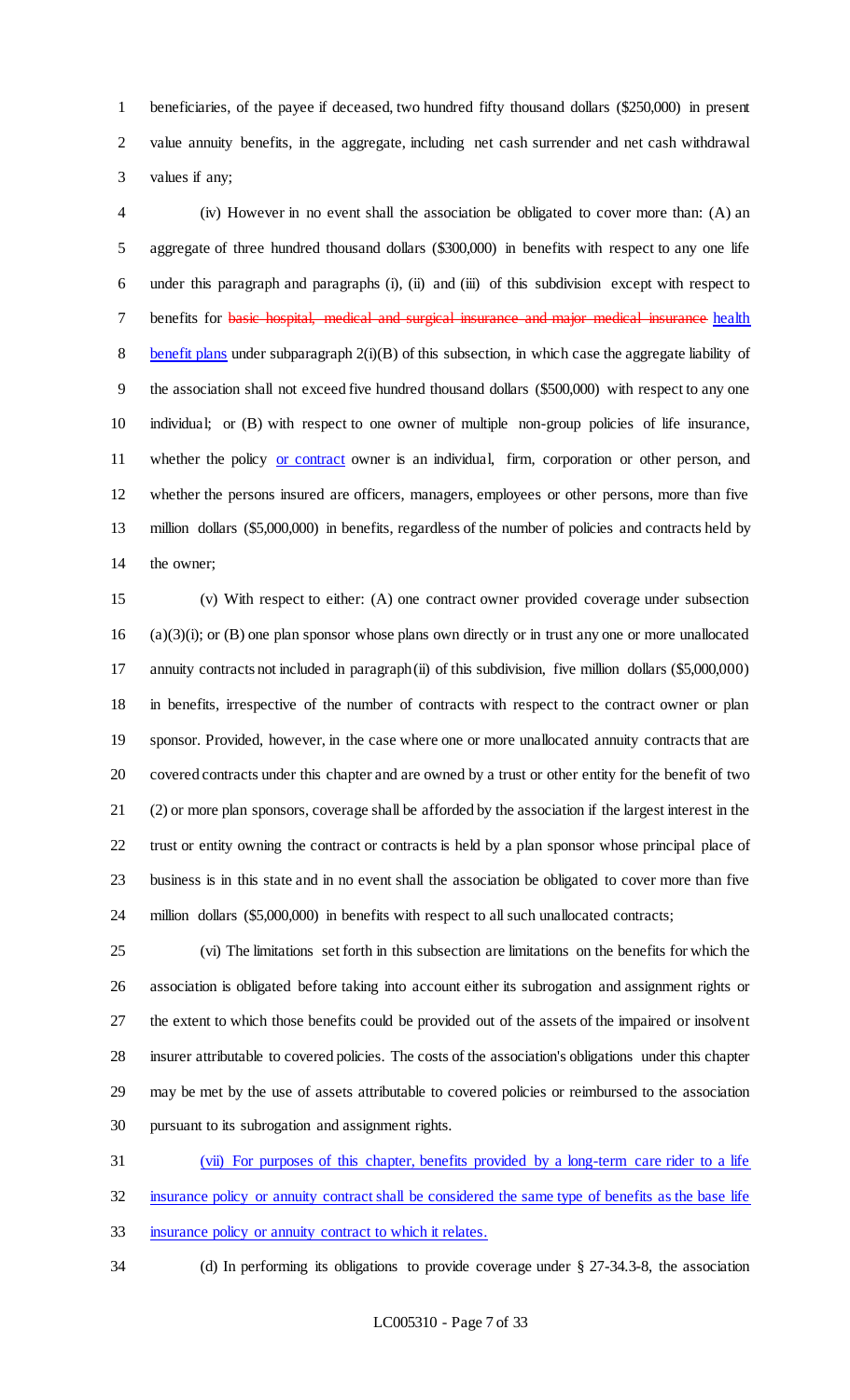beneficiaries, of the payee if deceased, two hundred fifty thousand dollars ($250,000) in present value annuity benefits, in the aggregate, including net cash surrender and net cash withdrawal values if any;

(iv) However in no event shall the association be obligated to cover more than: (A) an aggregate of three hundred thousand dollars ($300,000) in benefits with respect to any one life under this paragraph and paragraphs (i), (ii) and (iii) of this subdivision except with respect to benefits for ~~basic hospital, medical and surgical insurance and major medical insurance~~ health benefit plans under subparagraph 2(i)(B) of this subsection, in which case the aggregate liability of the association shall not exceed five hundred thousand dollars ($500,000) with respect to any one individual; or (B) with respect to one owner of multiple non-group policies of life insurance, whether the policy or contract owner is an individual, firm, corporation or other person, and whether the persons insured are officers, managers, employees or other persons, more than five million dollars ($5,000,000) in benefits, regardless of the number of policies and contracts held by the owner;

(v) With respect to either: (A) one contract owner provided coverage under subsection (a)(3)(i); or (B) one plan sponsor whose plans own directly or in trust any one or more unallocated annuity contracts not included in paragraph (ii) of this subdivision, five million dollars ($5,000,000) in benefits, irrespective of the number of contracts with respect to the contract owner or plan sponsor. Provided, however, in the case where one or more unallocated annuity contracts that are covered contracts under this chapter and are owned by a trust or other entity for the benefit of two (2) or more plan sponsors, coverage shall be afforded by the association if the largest interest in the trust or entity owning the contract or contracts is held by a plan sponsor whose principal place of business is in this state and in no event shall the association be obligated to cover more than five million dollars ($5,000,000) in benefits with respect to all such unallocated contracts;

(vi) The limitations set forth in this subsection are limitations on the benefits for which the association is obligated before taking into account either its subrogation and assignment rights or the extent to which those benefits could be provided out of the assets of the impaired or insolvent insurer attributable to covered policies. The costs of the association's obligations under this chapter may be met by the use of assets attributable to covered policies or reimbursed to the association pursuant to its subrogation and assignment rights.

(vii) For purposes of this chapter, benefits provided by a long-term care rider to a life insurance policy or annuity contract shall be considered the same type of benefits as the base life insurance policy or annuity contract to which it relates.

(d) In performing its obligations to provide coverage under § 27-34.3-8, the association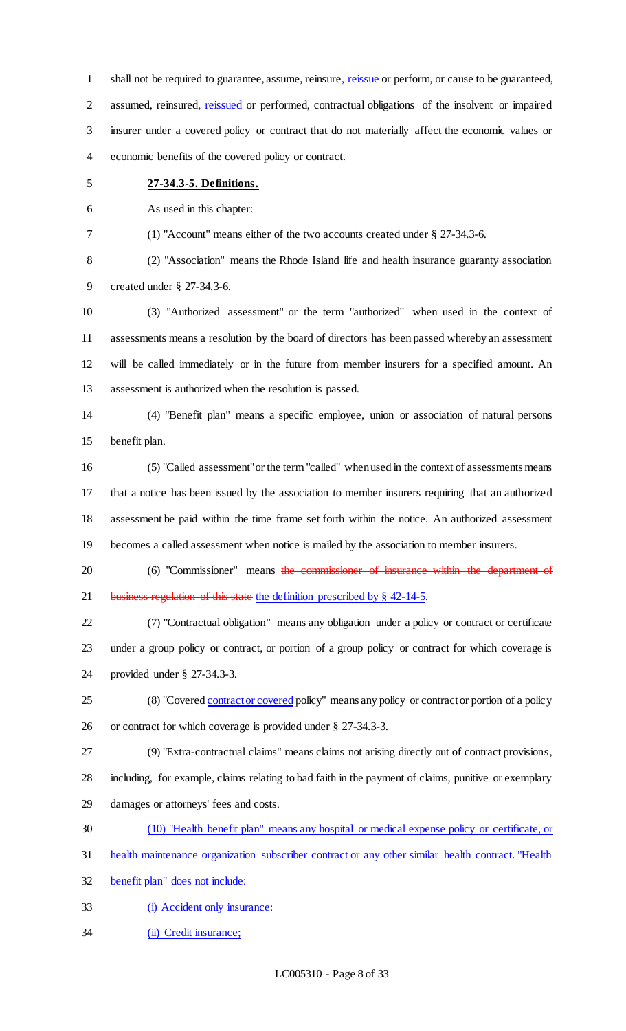shall not be required to guarantee, assume, reinsure, reissue or perform, or cause to be guaranteed, assumed, reinsured, reissued or performed, contractual obligations of the insolvent or impaired insurer under a covered policy or contract that do not materially affect the economic values or economic benefits of the covered policy or contract.

**27-34.3-5. Definitions.**

As used in this chapter:

(1) "Account" means either of the two accounts created under § 27-34.3-6.

(2) "Association" means the Rhode Island life and health insurance guaranty association created under § 27-34.3-6.

(3) "Authorized assessment" or the term "authorized" when used in the context of assessments means a resolution by the board of directors has been passed whereby an assessment will be called immediately or in the future from member insurers for a specified amount. An assessment is authorized when the resolution is passed.

(4) "Benefit plan" means a specific employee, union or association of natural persons benefit plan.

(5) "Called assessment" or the term "called" when used in the context of assessments means that a notice has been issued by the association to member insurers requiring that an authorized assessment be paid within the time frame set forth within the notice. An authorized assessment becomes a called assessment when notice is mailed by the association to member insurers.

(6) "Commissioner" means ~~the commissioner of insurance within the department of business regulation of this state~~ the definition prescribed by § 42-14-5.

(7) "Contractual obligation" means any obligation under a policy or contract or certificate under a group policy or contract, or portion of a group policy or contract for which coverage is provided under § 27-34.3-3.

(8) "Covered contract or covered policy" means any policy or contract or portion of a policy or contract for which coverage is provided under § 27-34.3-3.

(9) "Extra-contractual claims" means claims not arising directly out of contract provisions, including, for example, claims relating to bad faith in the payment of claims, punitive or exemplary damages or attorneys' fees and costs.

(10) "Health benefit plan" means any hospital or medical expense policy or certificate, or health maintenance organization subscriber contract or any other similar health contract. "Health benefit plan" does not include:

(i) Accident only insurance:

(ii) Credit insurance;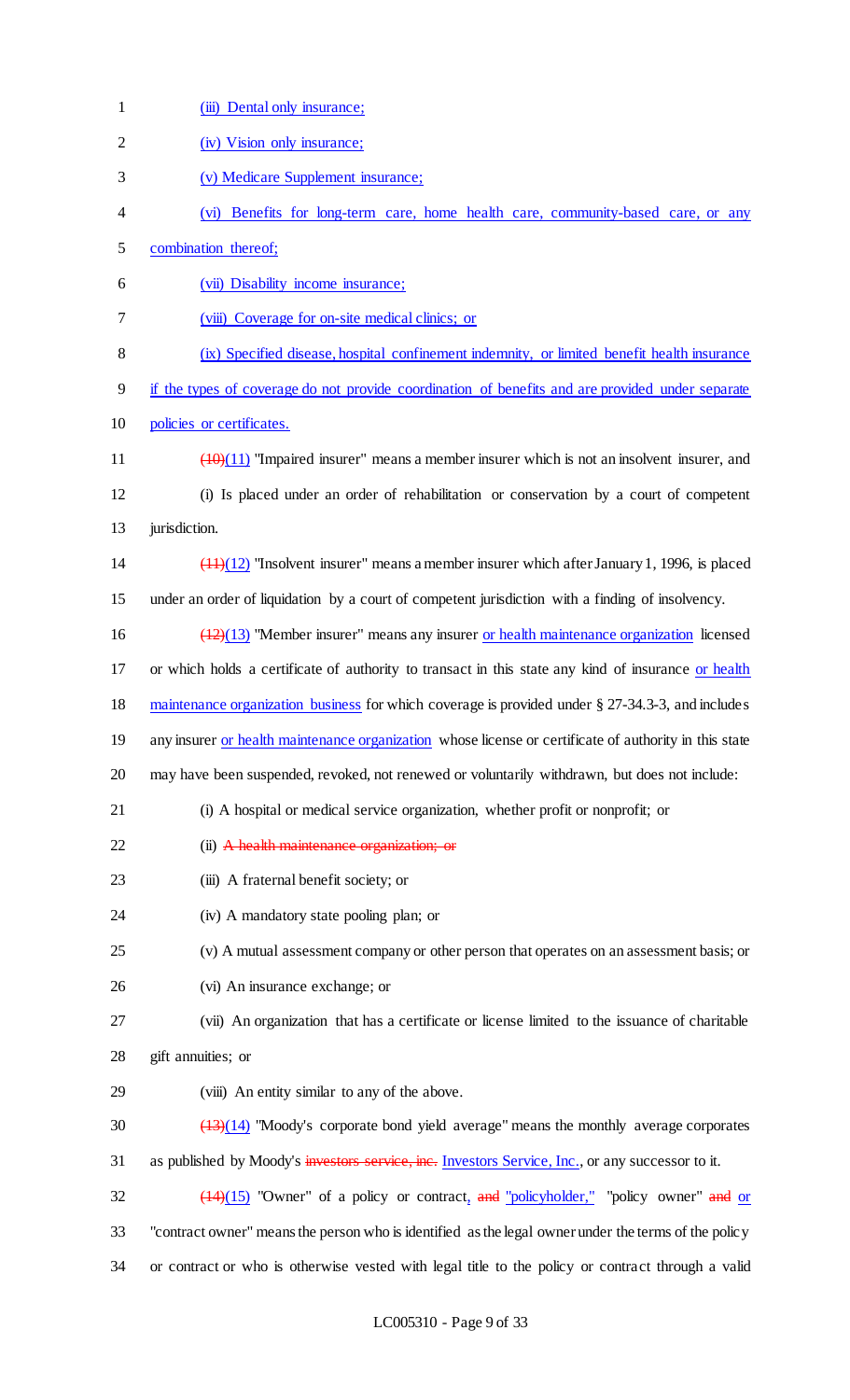(iii) Dental only insurance;

(iv) Vision only insurance;

(v) Medicare Supplement insurance;

(vi) Benefits for long-term care, home health care, community-based care, or any combination thereof;

(vii) Disability income insurance;

(viii) Coverage for on-site medical clinics; or

(ix) Specified disease, hospital confinement indemnity, or limited benefit health insurance if the types of coverage do not provide coordination of benefits and are provided under separate policies or certificates.

~~(10)~~(11) "Impaired insurer" means a member insurer which is not an insolvent insurer, and

(i) Is placed under an order of rehabilitation or conservation by a court of competent jurisdiction.

~~(11)~~(12) "Insolvent insurer" means a member insurer which after January 1, 1996, is placed under an order of liquidation by a court of competent jurisdiction with a finding of insolvency.

~~(12)~~(13) "Member insurer" means any insurer or health maintenance organization licensed or which holds a certificate of authority to transact in this state any kind of insurance or health maintenance organization business for which coverage is provided under § 27-34.3-3, and includes any insurer or health maintenance organization whose license or certificate of authority in this state may have been suspended, revoked, not renewed or voluntarily withdrawn, but does not include:

(i) A hospital or medical service organization, whether profit or nonprofit; or

(ii) ~~A health maintenance organization; or~~

(iii) A fraternal benefit society; or

(iv) A mandatory state pooling plan; or

(v) A mutual assessment company or other person that operates on an assessment basis; or

(vi) An insurance exchange; or

(vii) An organization that has a certificate or license limited to the issuance of charitable gift annuities; or

(viii) An entity similar to any of the above.

~~(13)~~(14) "Moody's corporate bond yield average" means the monthly average corporates as published by Moody's ~~investors service, inc.~~ Investors Service, Inc., or any successor to it.

~~(14)~~(15) "Owner" of a policy or contract, ~~and~~ "policyholder," "policy owner" ~~and~~ or "contract owner" means the person who is identified as the legal owner under the terms of the policy or contract or who is otherwise vested with legal title to the policy or contract through a valid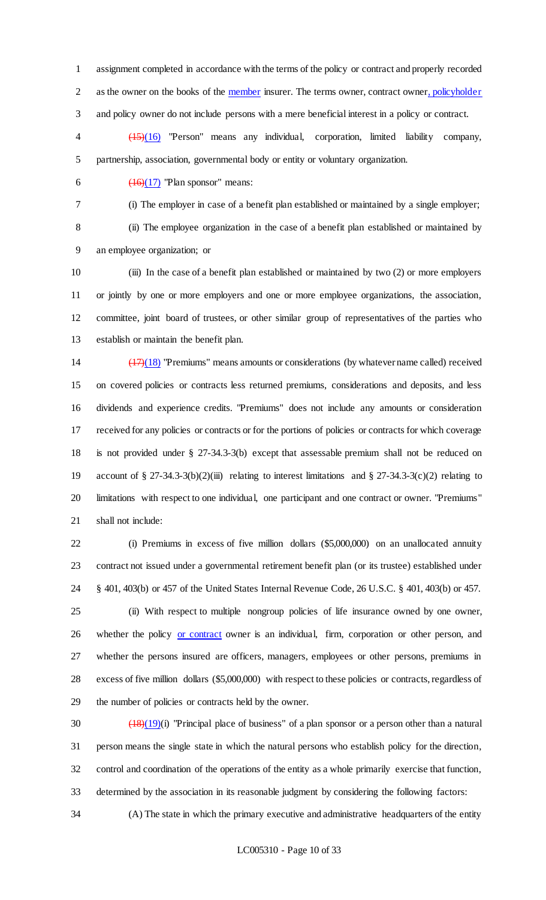assignment completed in accordance with the terms of the policy or contract and properly recorded as the owner on the books of the member insurer. The terms owner, contract owner, policyholder and policy owner do not include persons with a mere beneficial interest in a policy or contract.

~~(15)~~(16) "Person" means any individual, corporation, limited liability company, partnership, association, governmental body or entity or voluntary organization.

~~(16)~~(17) "Plan sponsor" means:

(i) The employer in case of a benefit plan established or maintained by a single employer;

(ii) The employee organization in the case of a benefit plan established or maintained by an employee organization; or

(iii) In the case of a benefit plan established or maintained by two (2) or more employers or jointly by one or more employers and one or more employee organizations, the association, committee, joint board of trustees, or other similar group of representatives of the parties who establish or maintain the benefit plan.

~~(17)~~(18) "Premiums" means amounts or considerations (by whatever name called) received on covered policies or contracts less returned premiums, considerations and deposits, and less dividends and experience credits. "Premiums" does not include any amounts or consideration received for any policies or contracts or for the portions of policies or contracts for which coverage is not provided under § 27-34.3-3(b) except that assessable premium shall not be reduced on account of § 27-34.3-3(b)(2)(iii) relating to interest limitations and § 27-34.3-3(c)(2) relating to limitations with respect to one individual, one participant and one contract or owner. "Premiums" shall not include:

(i) Premiums in excess of five million dollars ($5,000,000) on an unallocated annuity contract not issued under a governmental retirement benefit plan (or its trustee) established under § 401, 403(b) or 457 of the United States Internal Revenue Code, 26 U.S.C. § 401, 403(b) or 457.

(ii) With respect to multiple nongroup policies of life insurance owned by one owner, whether the policy or contract owner is an individual, firm, corporation or other person, and whether the persons insured are officers, managers, employees or other persons, premiums in excess of five million dollars ($5,000,000) with respect to these policies or contracts, regardless of the number of policies or contracts held by the owner.

~~(18)~~(19)(i) "Principal place of business" of a plan sponsor or a person other than a natural person means the single state in which the natural persons who establish policy for the direction, control and coordination of the operations of the entity as a whole primarily exercise that function, determined by the association in its reasonable judgment by considering the following factors:

(A) The state in which the primary executive and administrative headquarters of the entity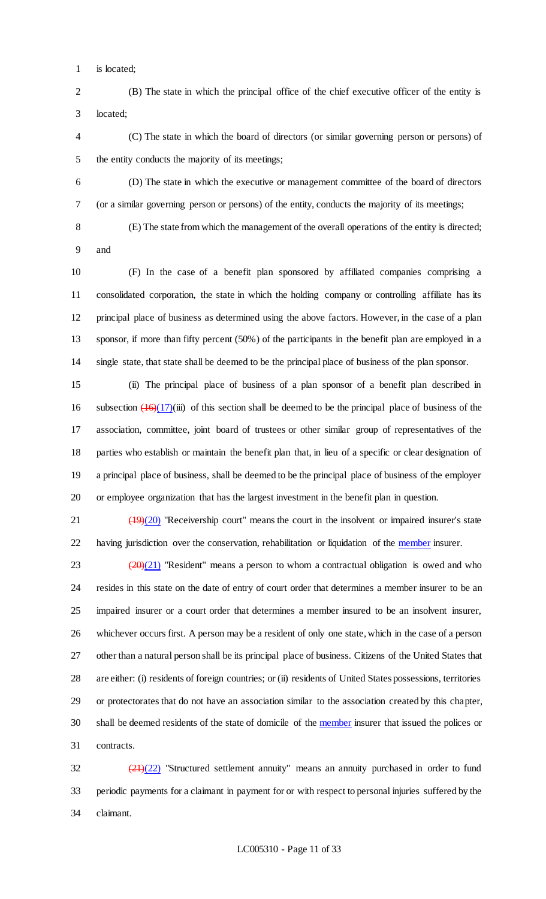is located;

(B) The state in which the principal office of the chief executive officer of the entity is located;

(C) The state in which the board of directors (or similar governing person or persons) of the entity conducts the majority of its meetings;

(D) The state in which the executive or management committee of the board of directors (or a similar governing person or persons) of the entity, conducts the majority of its meetings;

(E) The state from which the management of the overall operations of the entity is directed; and

(F) In the case of a benefit plan sponsored by affiliated companies comprising a consolidated corporation, the state in which the holding company or controlling affiliate has its principal place of business as determined using the above factors. However, in the case of a plan sponsor, if more than fifty percent (50%) of the participants in the benefit plan are employed in a single state, that state shall be deemed to be the principal place of business of the plan sponsor.

(ii) The principal place of business of a plan sponsor of a benefit plan described in subsection ~~(16)~~(17)(iii) of this section shall be deemed to be the principal place of business of the association, committee, joint board of trustees or other similar group of representatives of the parties who establish or maintain the benefit plan that, in lieu of a specific or clear designation of a principal place of business, shall be deemed to be the principal place of business of the employer or employee organization that has the largest investment in the benefit plan in question.

~~(19)~~(20) "Receivership court" means the court in the insolvent or impaired insurer's state having jurisdiction over the conservation, rehabilitation or liquidation of the member insurer.

~~(20)~~(21) "Resident" means a person to whom a contractual obligation is owed and who resides in this state on the date of entry of court order that determines a member insurer to be an impaired insurer or a court order that determines a member insured to be an insolvent insurer, whichever occurs first. A person may be a resident of only one state, which in the case of a person other than a natural person shall be its principal place of business. Citizens of the United States that are either: (i) residents of foreign countries; or (ii) residents of United States possessions, territories or protectorates that do not have an association similar to the association created by this chapter, shall be deemed residents of the state of domicile of the member insurer that issued the polices or contracts.

~~(21)~~(22) "Structured settlement annuity" means an annuity purchased in order to fund periodic payments for a claimant in payment for or with respect to personal injuries suffered by the claimant.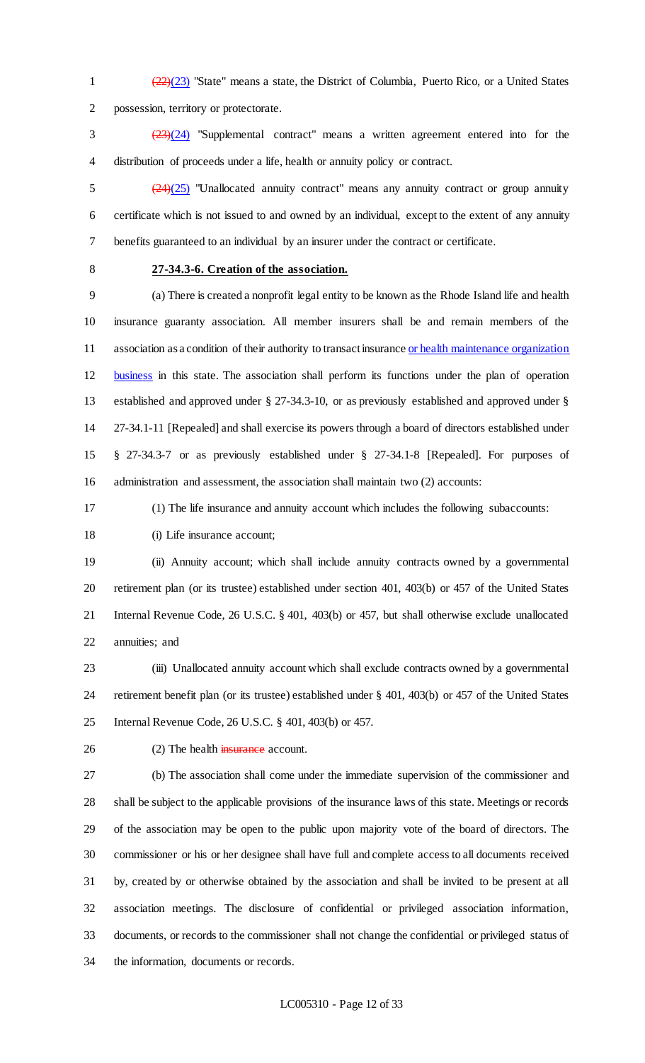~~(22)~~(23) "State" means a state, the District of Columbia, Puerto Rico, or a United States possession, territory or protectorate.

~~(23)~~(24) "Supplemental contract" means a written agreement entered into for the distribution of proceeds under a life, health or annuity policy or contract.

~~(24)~~(25) "Unallocated annuity contract" means any annuity contract or group annuity certificate which is not issued to and owned by an individual, except to the extent of any annuity benefits guaranteed to an individual by an insurer under the contract or certificate.

**27-34.3-6. Creation of the association.**

(a) There is created a nonprofit legal entity to be known as the Rhode Island life and health insurance guaranty association. All member insurers shall be and remain members of the association as a condition of their authority to transact insurance or health maintenance organization business in this state. The association shall perform its functions under the plan of operation established and approved under § 27-34.3-10, or as previously established and approved under § 27-34.1-11 [Repealed] and shall exercise its powers through a board of directors established under § 27-34.3-7 or as previously established under § 27-34.1-8 [Repealed]. For purposes of administration and assessment, the association shall maintain two (2) accounts:

(1) The life insurance and annuity account which includes the following subaccounts:

(i) Life insurance account;

(ii) Annuity account; which shall include annuity contracts owned by a governmental retirement plan (or its trustee) established under section 401, 403(b) or 457 of the United States Internal Revenue Code, 26 U.S.C. § 401, 403(b) or 457, but shall otherwise exclude unallocated annuities; and

(iii) Unallocated annuity account which shall exclude contracts owned by a governmental retirement benefit plan (or its trustee) established under § 401, 403(b) or 457 of the United States Internal Revenue Code, 26 U.S.C. § 401, 403(b) or 457.

(2) The health ~~insurance~~ account.

(b) The association shall come under the immediate supervision of the commissioner and shall be subject to the applicable provisions of the insurance laws of this state. Meetings or records of the association may be open to the public upon majority vote of the board of directors. The commissioner or his or her designee shall have full and complete access to all documents received by, created by or otherwise obtained by the association and shall be invited to be present at all association meetings. The disclosure of confidential or privileged association information, documents, or records to the commissioner shall not change the confidential or privileged status of the information, documents or records.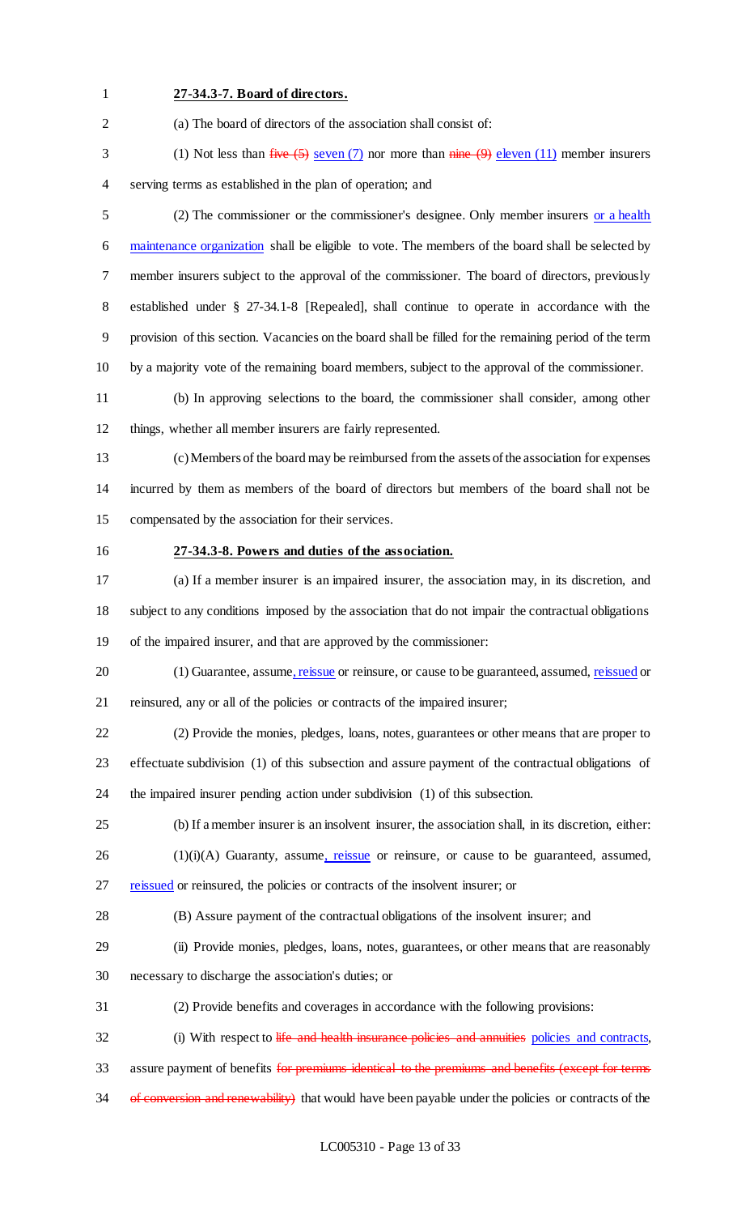**27-34.3-7. Board of directors.**

(a) The board of directors of the association shall consist of:

(1) Not less than ~~five (5)~~ seven (7) nor more than ~~nine (9)~~ eleven (11) member insurers serving terms as established in the plan of operation; and

(2) The commissioner or the commissioner's designee. Only member insurers or a health maintenance organization shall be eligible to vote. The members of the board shall be selected by member insurers subject to the approval of the commissioner. The board of directors, previously established under § 27-34.1-8 [Repealed], shall continue to operate in accordance with the provision of this section. Vacancies on the board shall be filled for the remaining period of the term by a majority vote of the remaining board members, subject to the approval of the commissioner.

(b) In approving selections to the board, the commissioner shall consider, among other things, whether all member insurers are fairly represented.

(c) Members of the board may be reimbursed from the assets of the association for expenses incurred by them as members of the board of directors but members of the board shall not be compensated by the association for their services.

**27-34.3-8. Powers and duties of the association.**

(a) If a member insurer is an impaired insurer, the association may, in its discretion, and subject to any conditions imposed by the association that do not impair the contractual obligations of the impaired insurer, and that are approved by the commissioner:

(1) Guarantee, assume, reissue or reinsure, or cause to be guaranteed, assumed, reissued or reinsured, any or all of the policies or contracts of the impaired insurer;

(2) Provide the monies, pledges, loans, notes, guarantees or other means that are proper to effectuate subdivision (1) of this subsection and assure payment of the contractual obligations of the impaired insurer pending action under subdivision (1) of this subsection.

(b) If a member insurer is an insolvent insurer, the association shall, in its discretion, either:

(1)(i)(A) Guaranty, assume, reissue or reinsure, or cause to be guaranteed, assumed, reissued or reinsured, the policies or contracts of the insolvent insurer; or

(B) Assure payment of the contractual obligations of the insolvent insurer; and

(ii) Provide monies, pledges, loans, notes, guarantees, or other means that are reasonably necessary to discharge the association's duties; or

(2) Provide benefits and coverages in accordance with the following provisions:

(i) With respect to ~~life and health insurance policies and annuities~~ policies and contracts, assure payment of benefits ~~for premiums identical to the premiums and benefits (except for terms of conversion and renewability)~~ that would have been payable under the policies or contracts of the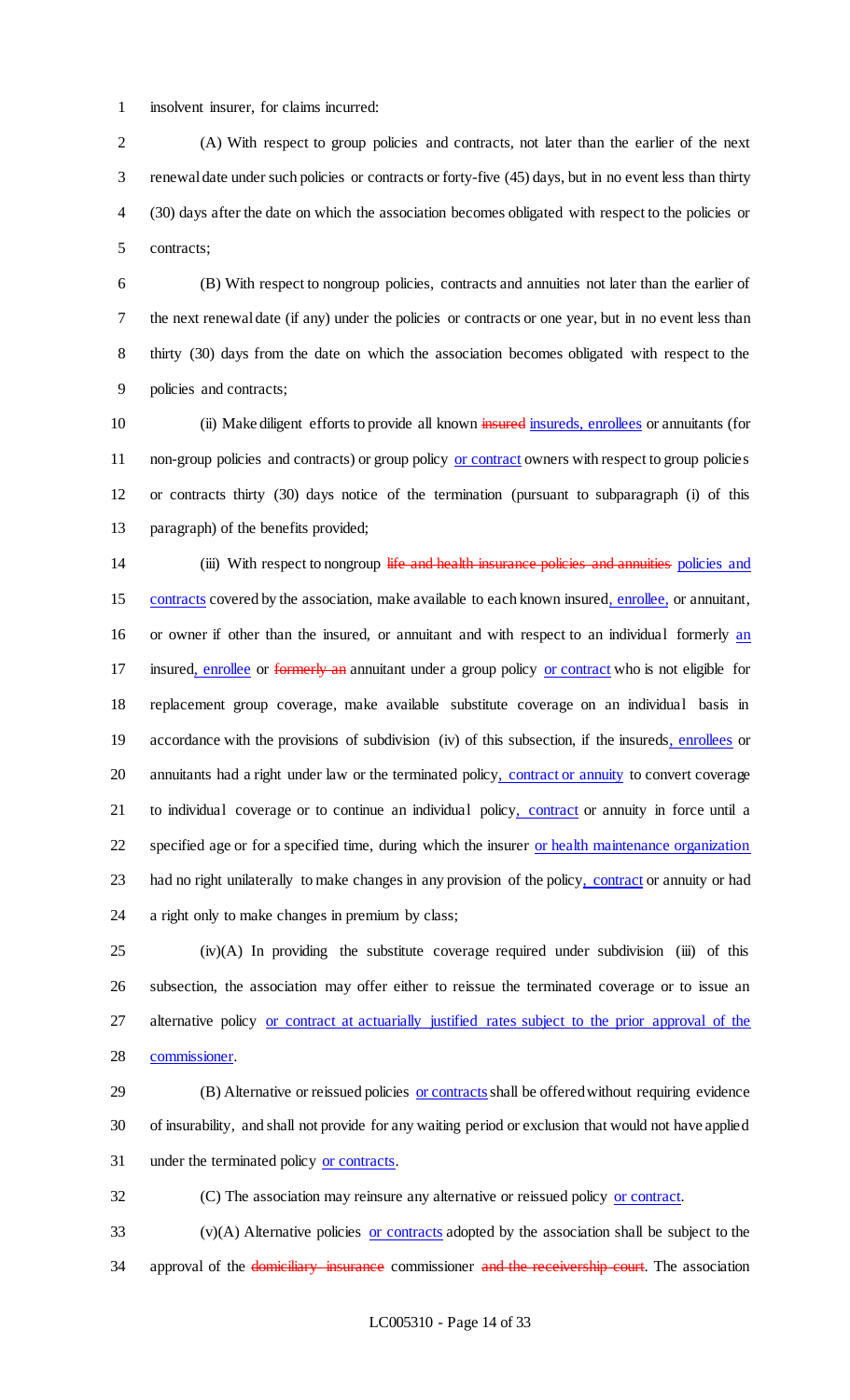insolvent insurer, for claims incurred:

(A) With respect to group policies and contracts, not later than the earlier of the next renewal date under such policies or contracts or forty-five (45) days, but in no event less than thirty (30) days after the date on which the association becomes obligated with respect to the policies or contracts;

(B) With respect to nongroup policies, contracts and annuities not later than the earlier of the next renewal date (if any) under the policies or contracts or one year, but in no event less than thirty (30) days from the date on which the association becomes obligated with respect to the policies and contracts;

(ii) Make diligent efforts to provide all known ~~insured~~ insureds, enrollees or annuitants (for non-group policies and contracts) or group policy or contract owners with respect to group policies or contracts thirty (30) days notice of the termination (pursuant to subparagraph (i) of this paragraph) of the benefits provided;

(iii) With respect to nongroup ~~life and health insurance policies and annuities~~ policies and contracts covered by the association, make available to each known insured, enrollee, or annuitant, or owner if other than the insured, or annuitant and with respect to an individual formerly an insured, enrollee or ~~formerly an~~ annuitant under a group policy or contract who is not eligible for replacement group coverage, make available substitute coverage on an individual basis in accordance with the provisions of subdivision (iv) of this subsection, if the insureds, enrollees or annuitants had a right under law or the terminated policy, contract or annuity to convert coverage to individual coverage or to continue an individual policy, contract or annuity in force until a specified age or for a specified time, during which the insurer or health maintenance organization had no right unilaterally to make changes in any provision of the policy, contract or annuity or had a right only to make changes in premium by class;

(iv)(A) In providing the substitute coverage required under subdivision (iii) of this subsection, the association may offer either to reissue the terminated coverage or to issue an alternative policy or contract at actuarially justified rates subject to the prior approval of the commissioner.

(B) Alternative or reissued policies or contracts shall be offered without requiring evidence of insurability, and shall not provide for any waiting period or exclusion that would not have applied under the terminated policy or contracts.

(C) The association may reinsure any alternative or reissued policy or contract.

(v)(A) Alternative policies or contracts adopted by the association shall be subject to the approval of the ~~domiciliary insurance~~ commissioner ~~and the receivership court~~. The association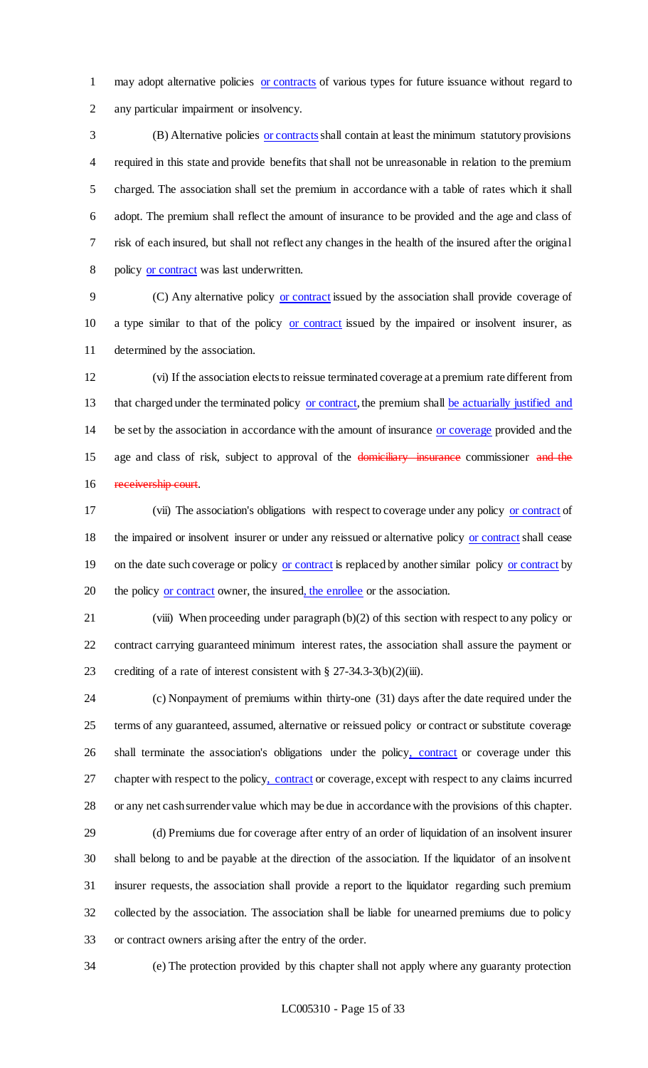may adopt alternative policies or contracts of various types for future issuance without regard to any particular impairment or insolvency.

(B) Alternative policies or contracts shall contain at least the minimum statutory provisions required in this state and provide benefits that shall not be unreasonable in relation to the premium charged. The association shall set the premium in accordance with a table of rates which it shall adopt. The premium shall reflect the amount of insurance to be provided and the age and class of risk of each insured, but shall not reflect any changes in the health of the insured after the original policy or contract was last underwritten.

(C) Any alternative policy or contract issued by the association shall provide coverage of a type similar to that of the policy or contract issued by the impaired or insolvent insurer, as determined by the association.

(vi) If the association elects to reissue terminated coverage at a premium rate different from that charged under the terminated policy or contract, the premium shall be actuarially justified and be set by the association in accordance with the amount of insurance or coverage provided and the age and class of risk, subject to approval of the ~~domiciliary insurance~~ commissioner ~~and the receivership court~~.

(vii) The association's obligations with respect to coverage under any policy or contract of the impaired or insolvent insurer or under any reissued or alternative policy or contract shall cease on the date such coverage or policy or contract is replaced by another similar policy or contract by the policy or contract owner, the insured, the enrollee or the association.

(viii) When proceeding under paragraph (b)(2) of this section with respect to any policy or contract carrying guaranteed minimum interest rates, the association shall assure the payment or crediting of a rate of interest consistent with § 27-34.3-3(b)(2)(iii).

(c) Nonpayment of premiums within thirty-one (31) days after the date required under the terms of any guaranteed, assumed, alternative or reissued policy or contract or substitute coverage shall terminate the association's obligations under the policy, contract or coverage under this chapter with respect to the policy, contract or coverage, except with respect to any claims incurred or any net cash surrender value which may be due in accordance with the provisions of this chapter.

(d) Premiums due for coverage after entry of an order of liquidation of an insolvent insurer shall belong to and be payable at the direction of the association. If the liquidator of an insolvent insurer requests, the association shall provide a report to the liquidator regarding such premium collected by the association. The association shall be liable for unearned premiums due to policy or contract owners arising after the entry of the order.

(e) The protection provided by this chapter shall not apply where any guaranty protection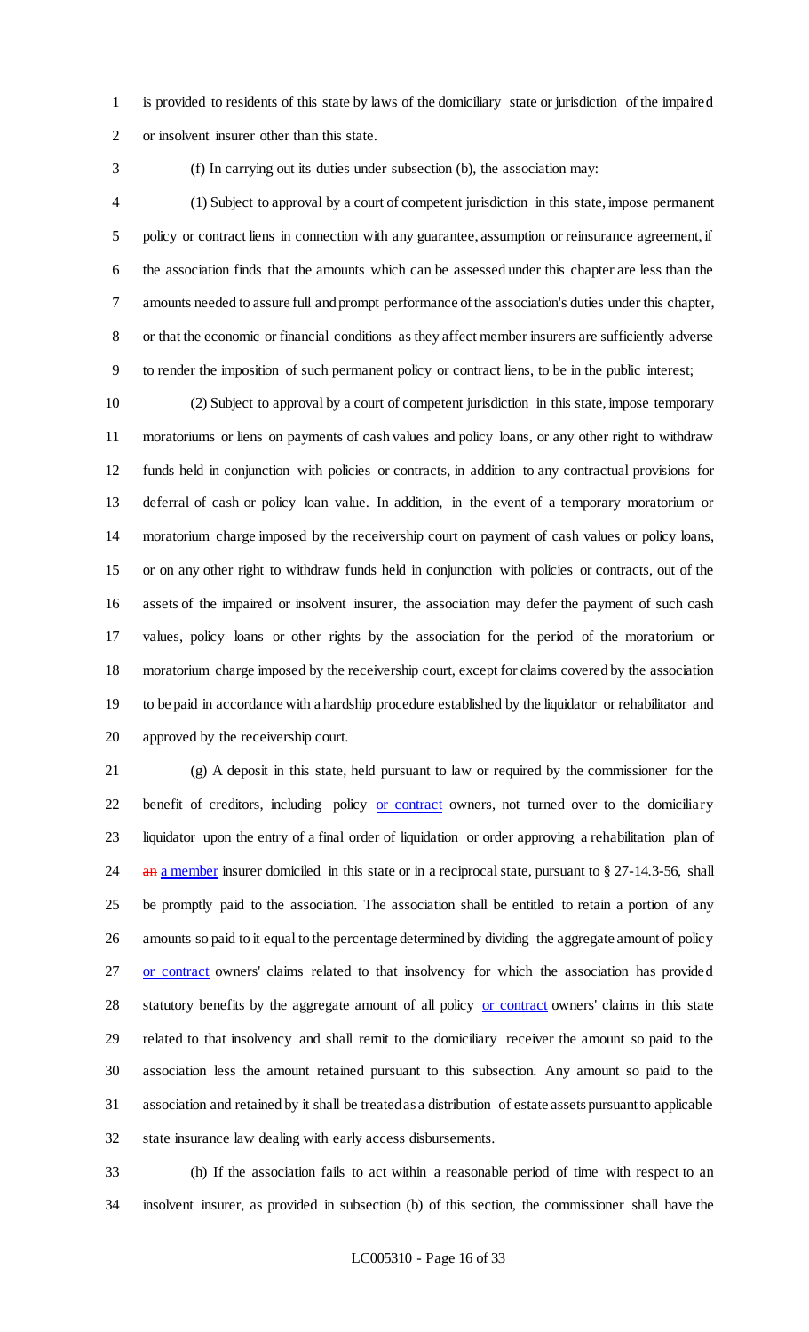is provided to residents of this state by laws of the domiciliary state or jurisdiction of the impaired or insolvent insurer other than this state.

(f) In carrying out its duties under subsection (b), the association may:

(1) Subject to approval by a court of competent jurisdiction in this state, impose permanent policy or contract liens in connection with any guarantee, assumption or reinsurance agreement, if the association finds that the amounts which can be assessed under this chapter are less than the amounts needed to assure full and prompt performance of the association's duties under this chapter, or that the economic or financial conditions as they affect member insurers are sufficiently adverse to render the imposition of such permanent policy or contract liens, to be in the public interest;

(2) Subject to approval by a court of competent jurisdiction in this state, impose temporary moratoriums or liens on payments of cash values and policy loans, or any other right to withdraw funds held in conjunction with policies or contracts, in addition to any contractual provisions for deferral of cash or policy loan value. In addition, in the event of a temporary moratorium or moratorium charge imposed by the receivership court on payment of cash values or policy loans, or on any other right to withdraw funds held in conjunction with policies or contracts, out of the assets of the impaired or insolvent insurer, the association may defer the payment of such cash values, policy loans or other rights by the association for the period of the moratorium or moratorium charge imposed by the receivership court, except for claims covered by the association to be paid in accordance with a hardship procedure established by the liquidator or rehabilitator and approved by the receivership court.

(g) A deposit in this state, held pursuant to law or required by the commissioner for the benefit of creditors, including policy or contract owners, not turned over to the domiciliary liquidator upon the entry of a final order of liquidation or order approving a rehabilitation plan of ~~an~~ a member insurer domiciled in this state or in a reciprocal state, pursuant to § 27-14.3-56, shall be promptly paid to the association. The association shall be entitled to retain a portion of any amounts so paid to it equal to the percentage determined by dividing the aggregate amount of policy or contract owners' claims related to that insolvency for which the association has provided statutory benefits by the aggregate amount of all policy or contract owners' claims in this state related to that insolvency and shall remit to the domiciliary receiver the amount so paid to the association less the amount retained pursuant to this subsection. Any amount so paid to the association and retained by it shall be treated as a distribution of estate assets pursuant to applicable state insurance law dealing with early access disbursements.

(h) If the association fails to act within a reasonable period of time with respect to an insolvent insurer, as provided in subsection (b) of this section, the commissioner shall have the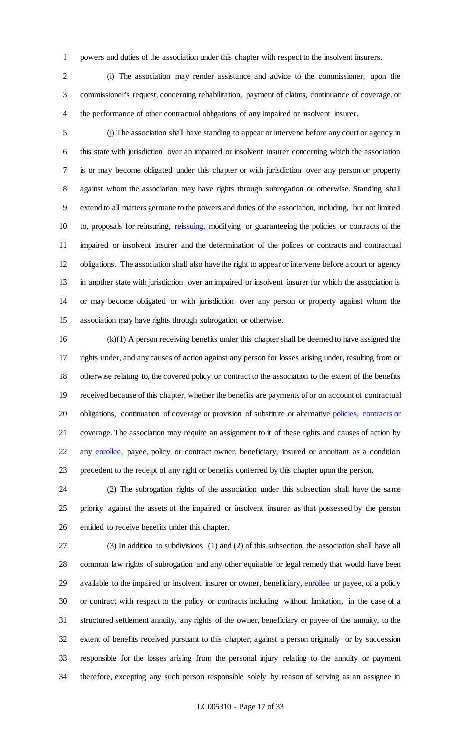powers and duties of the association under this chapter with respect to the insolvent insurers.

(i) The association may render assistance and advice to the commissioner, upon the commissioner's request, concerning rehabilitation, payment of claims, continuance of coverage, or the performance of other contractual obligations of any impaired or insolvent insurer.

(j) The association shall have standing to appear or intervene before any court or agency in this state with jurisdiction over an impaired or insolvent insurer concerning which the association is or may become obligated under this chapter or with jurisdiction over any person or property against whom the association may have rights through subrogation or otherwise. Standing shall extend to all matters germane to the powers and duties of the association, including, but not limited to, proposals for reinsuring, reissuing, modifying or guaranteeing the policies or contracts of the impaired or insolvent insurer and the determination of the polices or contracts and contractual obligations. The association shall also have the right to appear or intervene before a court or agency in another state with jurisdiction over an impaired or insolvent insurer for which the association is or may become obligated or with jurisdiction over any person or property against whom the association may have rights through subrogation or otherwise.

(k)(1) A person receiving benefits under this chapter shall be deemed to have assigned the rights under, and any causes of action against any person for losses arising under, resulting from or otherwise relating to, the covered policy or contract to the association to the extent of the benefits received because of this chapter, whether the benefits are payments of or on account of contractual obligations, continuation of coverage or provision of substitute or alternative policies, contracts or coverage. The association may require an assignment to it of these rights and causes of action by any enrollee, payee, policy or contract owner, beneficiary, insured or annuitant as a condition precedent to the receipt of any right or benefits conferred by this chapter upon the person.

(2) The subrogation rights of the association under this subsection shall have the same priority against the assets of the impaired or insolvent insurer as that possessed by the person entitled to receive benefits under this chapter.

(3) In addition to subdivisions (1) and (2) of this subsection, the association shall have all common law rights of subrogation and any other equitable or legal remedy that would have been available to the impaired or insolvent insurer or owner, beneficiary, enrollee or payee, of a policy or contract with respect to the policy or contracts including without limitation, in the case of a structured settlement annuity, any rights of the owner, beneficiary or payee of the annuity, to the extent of benefits received pursuant to this chapter, against a person originally or by succession responsible for the losses arising from the personal injury relating to the annuity or payment therefore, excepting any such person responsible solely by reason of serving as an assignee in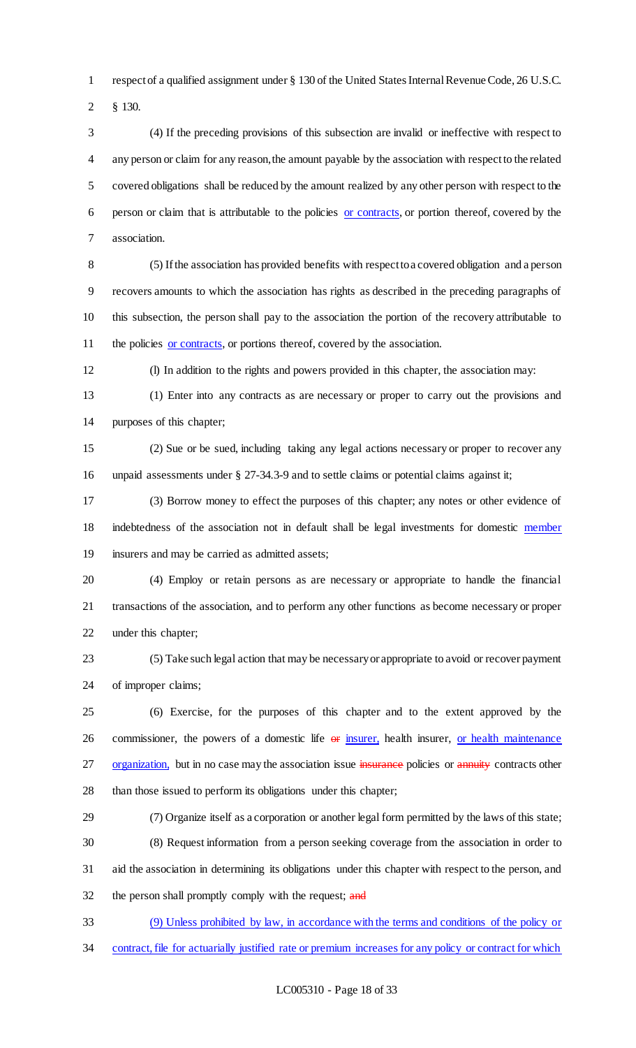respect of a qualified assignment under § 130 of the United States Internal Revenue Code, 26 U.S.C. § 130.

(4) If the preceding provisions of this subsection are invalid or ineffective with respect to any person or claim for any reason, the amount payable by the association with respect to the related covered obligations shall be reduced by the amount realized by any other person with respect to the person or claim that is attributable to the policies or contracts, or portion thereof, covered by the association.

(5) If the association has provided benefits with respect to a covered obligation and a person recovers amounts to which the association has rights as described in the preceding paragraphs of this subsection, the person shall pay to the association the portion of the recovery attributable to the policies or contracts, or portions thereof, covered by the association.

(l) In addition to the rights and powers provided in this chapter, the association may:

(1) Enter into any contracts as are necessary or proper to carry out the provisions and purposes of this chapter;

(2) Sue or be sued, including taking any legal actions necessary or proper to recover any unpaid assessments under § 27-34.3-9 and to settle claims or potential claims against it;

(3) Borrow money to effect the purposes of this chapter; any notes or other evidence of indebtedness of the association not in default shall be legal investments for domestic member insurers and may be carried as admitted assets;

(4) Employ or retain persons as are necessary or appropriate to handle the financial transactions of the association, and to perform any other functions as become necessary or proper under this chapter;

(5) Take such legal action that may be necessary or appropriate to avoid or recover payment of improper claims;

(6) Exercise, for the purposes of this chapter and to the extent approved by the commissioner, the powers of a domestic life ~~or~~ insurer, health insurer, or health maintenance organization, but in no case may the association issue ~~insurance~~ policies or ~~annuity~~ contracts other than those issued to perform its obligations under this chapter;

(7) Organize itself as a corporation or another legal form permitted by the laws of this state;

(8) Request information from a person seeking coverage from the association in order to aid the association in determining its obligations under this chapter with respect to the person, and the person shall promptly comply with the request; ~~and~~

(9) Unless prohibited by law, in accordance with the terms and conditions of the policy or contract, file for actuarially justified rate or premium increases for any policy or contract for which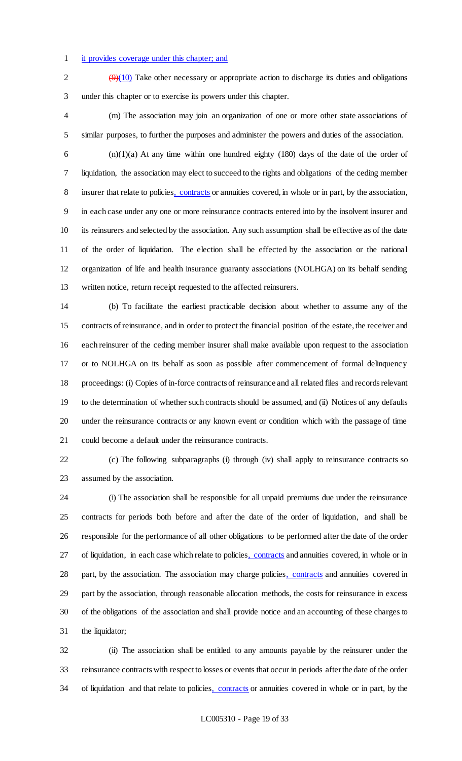it provides coverage under this chapter; and

~~(9)~~(10) Take other necessary or appropriate action to discharge its duties and obligations under this chapter or to exercise its powers under this chapter.

(m) The association may join an organization of one or more other state associations of similar purposes, to further the purposes and administer the powers and duties of the association.

(n)(1)(a) At any time within one hundred eighty (180) days of the date of the order of liquidation, the association may elect to succeed to the rights and obligations of the ceding member insurer that relate to policies, contracts or annuities covered, in whole or in part, by the association, in each case under any one or more reinsurance contracts entered into by the insolvent insurer and its reinsurers and selected by the association. Any such assumption shall be effective as of the date of the order of liquidation. The election shall be effected by the association or the national organization of life and health insurance guaranty associations (NOLHGA) on its behalf sending written notice, return receipt requested to the affected reinsurers.

(b) To facilitate the earliest practicable decision about whether to assume any of the contracts of reinsurance, and in order to protect the financial position of the estate, the receiver and each reinsurer of the ceding member insurer shall make available upon request to the association or to NOLHGA on its behalf as soon as possible after commencement of formal delinquency proceedings: (i) Copies of in-force contracts of reinsurance and all related files and records relevant to the determination of whether such contracts should be assumed, and (ii) Notices of any defaults under the reinsurance contracts or any known event or condition which with the passage of time could become a default under the reinsurance contracts.

(c) The following subparagraphs (i) through (iv) shall apply to reinsurance contracts so assumed by the association.

(i) The association shall be responsible for all unpaid premiums due under the reinsurance contracts for periods both before and after the date of the order of liquidation, and shall be responsible for the performance of all other obligations to be performed after the date of the order of liquidation, in each case which relate to policies, contracts and annuities covered, in whole or in part, by the association. The association may charge policies, contracts and annuities covered in part by the association, through reasonable allocation methods, the costs for reinsurance in excess of the obligations of the association and shall provide notice and an accounting of these charges to the liquidator;

(ii) The association shall be entitled to any amounts payable by the reinsurer under the reinsurance contracts with respect to losses or events that occur in periods after the date of the order of liquidation and that relate to policies, contracts or annuities covered in whole or in part, by the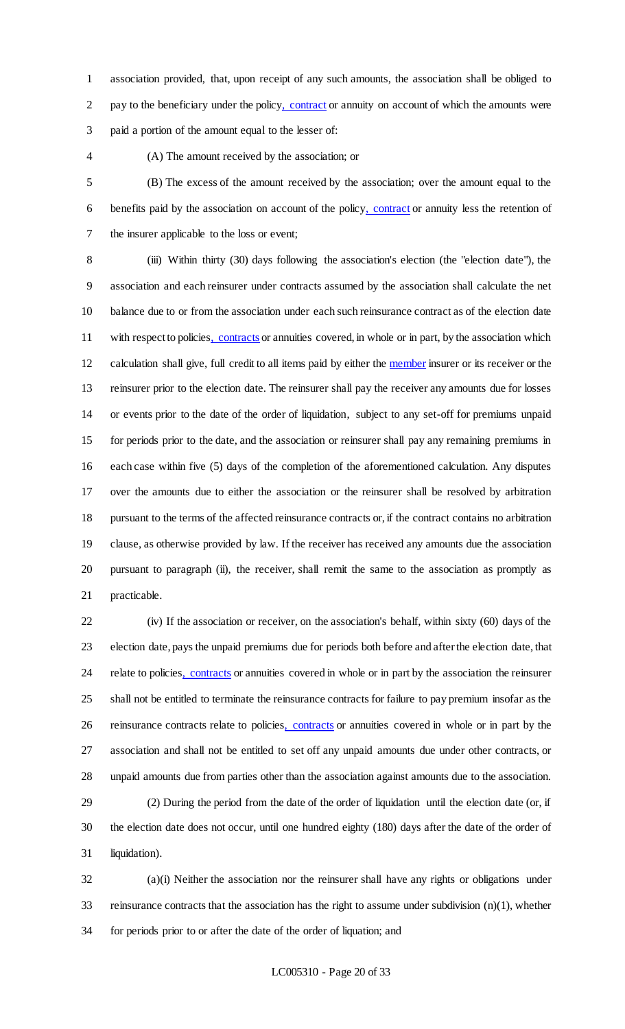association provided, that, upon receipt of any such amounts, the association shall be obliged to pay to the beneficiary under the policy, contract or annuity on account of which the amounts were paid a portion of the amount equal to the lesser of:

(A) The amount received by the association; or

(B) The excess of the amount received by the association; over the amount equal to the benefits paid by the association on account of the policy, contract or annuity less the retention of the insurer applicable to the loss or event;

(iii) Within thirty (30) days following the association's election (the "election date"), the association and each reinsurer under contracts assumed by the association shall calculate the net balance due to or from the association under each such reinsurance contract as of the election date with respect to policies, contracts or annuities covered, in whole or in part, by the association which calculation shall give, full credit to all items paid by either the member insurer or its receiver or the reinsurer prior to the election date. The reinsurer shall pay the receiver any amounts due for losses or events prior to the date of the order of liquidation, subject to any set-off for premiums unpaid for periods prior to the date, and the association or reinsurer shall pay any remaining premiums in each case within five (5) days of the completion of the aforementioned calculation. Any disputes over the amounts due to either the association or the reinsurer shall be resolved by arbitration pursuant to the terms of the affected reinsurance contracts or, if the contract contains no arbitration clause, as otherwise provided by law. If the receiver has received any amounts due the association pursuant to paragraph (ii), the receiver, shall remit the same to the association as promptly as practicable.

(iv) If the association or receiver, on the association's behalf, within sixty (60) days of the election date, pays the unpaid premiums due for periods both before and after the election date, that relate to policies, contracts or annuities covered in whole or in part by the association the reinsurer shall not be entitled to terminate the reinsurance contracts for failure to pay premium insofar as the reinsurance contracts relate to policies, contracts or annuities covered in whole or in part by the association and shall not be entitled to set off any unpaid amounts due under other contracts, or unpaid amounts due from parties other than the association against amounts due to the association.

(2) During the period from the date of the order of liquidation until the election date (or, if the election date does not occur, until one hundred eighty (180) days after the date of the order of liquidation).

(a)(i) Neither the association nor the reinsurer shall have any rights or obligations under reinsurance contracts that the association has the right to assume under subdivision (n)(1), whether for periods prior to or after the date of the order of liquation; and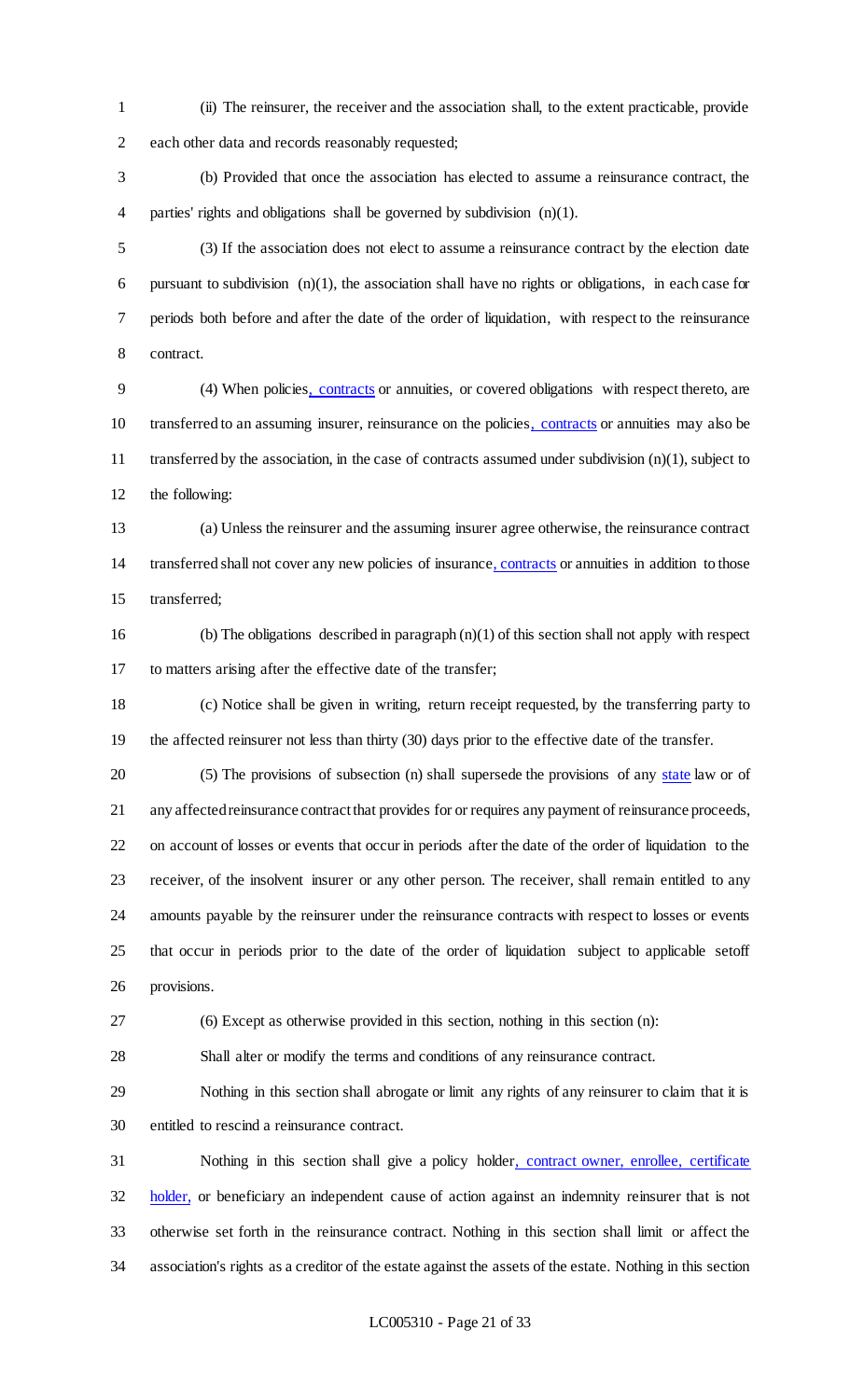(ii) The reinsurer, the receiver and the association shall, to the extent practicable, provide each other data and records reasonably requested;

(b) Provided that once the association has elected to assume a reinsurance contract, the parties' rights and obligations shall be governed by subdivision (n)(1).

(3) If the association does not elect to assume a reinsurance contract by the election date pursuant to subdivision (n)(1), the association shall have no rights or obligations, in each case for periods both before and after the date of the order of liquidation, with respect to the reinsurance contract.

(4) When policies, contracts or annuities, or covered obligations with respect thereto, are transferred to an assuming insurer, reinsurance on the policies, contracts or annuities may also be transferred by the association, in the case of contracts assumed under subdivision (n)(1), subject to the following:

(a) Unless the reinsurer and the assuming insurer agree otherwise, the reinsurance contract transferred shall not cover any new policies of insurance, contracts or annuities in addition to those transferred;

(b) The obligations described in paragraph (n)(1) of this section shall not apply with respect to matters arising after the effective date of the transfer;

(c) Notice shall be given in writing, return receipt requested, by the transferring party to the affected reinsurer not less than thirty (30) days prior to the effective date of the transfer.

(5) The provisions of subsection (n) shall supersede the provisions of any state law or of any affected reinsurance contract that provides for or requires any payment of reinsurance proceeds, on account of losses or events that occur in periods after the date of the order of liquidation to the receiver, of the insolvent insurer or any other person. The receiver, shall remain entitled to any amounts payable by the reinsurer under the reinsurance contracts with respect to losses or events that occur in periods prior to the date of the order of liquidation subject to applicable setoff provisions.

(6) Except as otherwise provided in this section, nothing in this section (n):

Shall alter or modify the terms and conditions of any reinsurance contract.

Nothing in this section shall abrogate or limit any rights of any reinsurer to claim that it is entitled to rescind a reinsurance contract.

Nothing in this section shall give a policy holder, contract owner, enrollee, certificate holder, or beneficiary an independent cause of action against an indemnity reinsurer that is not otherwise set forth in the reinsurance contract. Nothing in this section shall limit or affect the association's rights as a creditor of the estate against the assets of the estate. Nothing in this section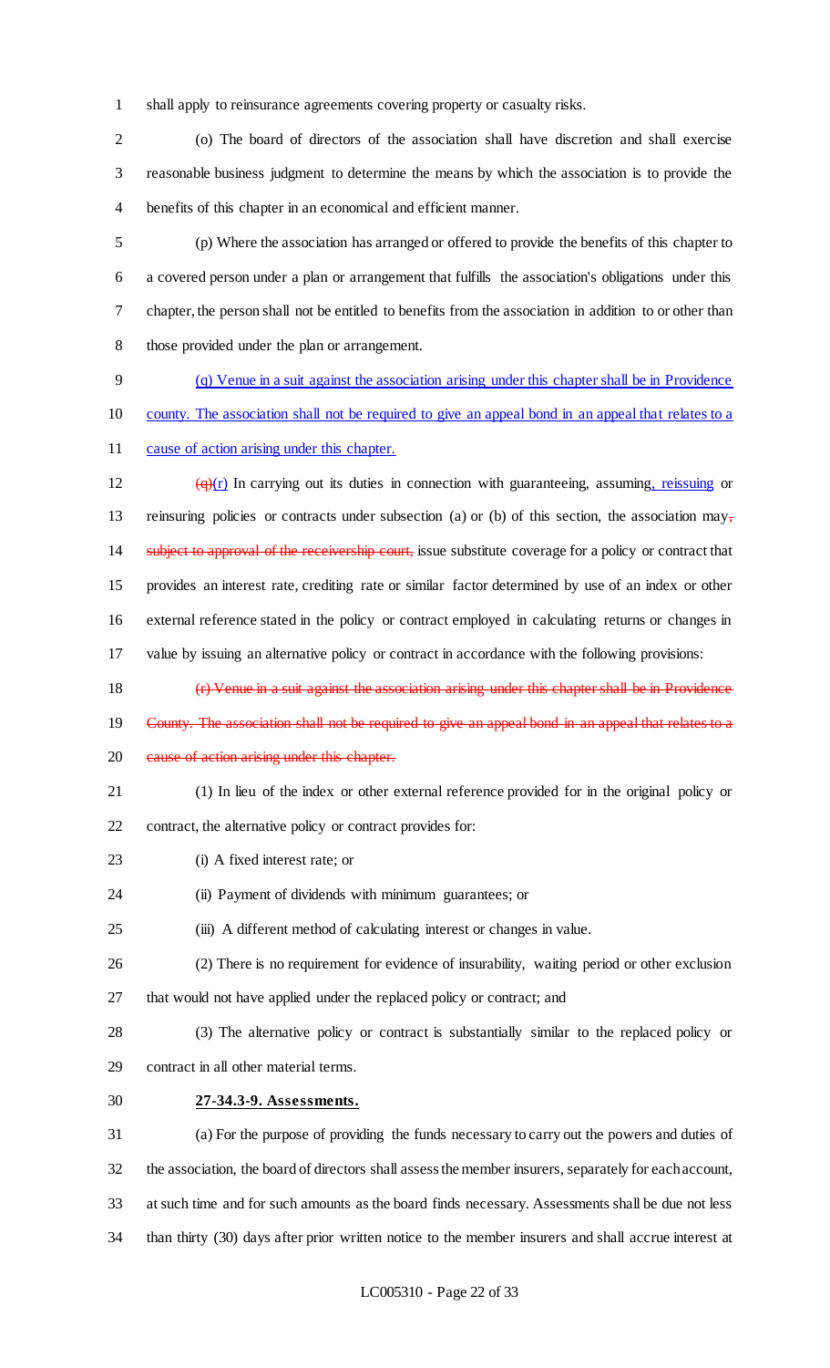shall apply to reinsurance agreements covering property or casualty risks.

(o) The board of directors of the association shall have discretion and shall exercise reasonable business judgment to determine the means by which the association is to provide the benefits of this chapter in an economical and efficient manner.

(p) Where the association has arranged or offered to provide the benefits of this chapter to a covered person under a plan or arrangement that fulfills the association's obligations under this chapter, the person shall not be entitled to benefits from the association in addition to or other than those provided under the plan or arrangement.

(q) Venue in a suit against the association arising under this chapter shall be in Providence county. The association shall not be required to give an appeal bond in an appeal that relates to a cause of action arising under this chapter.

~~(q)~~(r) In carrying out its duties in connection with guaranteeing, assuming, reissuing or reinsuring policies or contracts under subsection (a) or (b) of this section, the association may~~, subject to approval of the receivership court,~~ issue substitute coverage for a policy or contract that provides an interest rate, crediting rate or similar factor determined by use of an index or other external reference stated in the policy or contract employed in calculating returns or changes in value by issuing an alternative policy or contract in accordance with the following provisions:

~~(r) Venue in a suit against the association arising under this chapter shall be in Providence County. The association shall not be required to give an appeal bond in an appeal that relates to a cause of action arising under this chapter.~~

(1) In lieu of the index or other external reference provided for in the original policy or contract, the alternative policy or contract provides for:

(i) A fixed interest rate; or

(ii) Payment of dividends with minimum guarantees; or

(iii) A different method of calculating interest or changes in value.

(2) There is no requirement for evidence of insurability, waiting period or other exclusion that would not have applied under the replaced policy or contract; and

(3) The alternative policy or contract is substantially similar to the replaced policy or contract in all other material terms.

**27-34.3-9. Assessments.**

(a) For the purpose of providing the funds necessary to carry out the powers and duties of the association, the board of directors shall assess the member insurers, separately for each account, at such time and for such amounts as the board finds necessary. Assessments shall be due not less than thirty (30) days after prior written notice to the member insurers and shall accrue interest at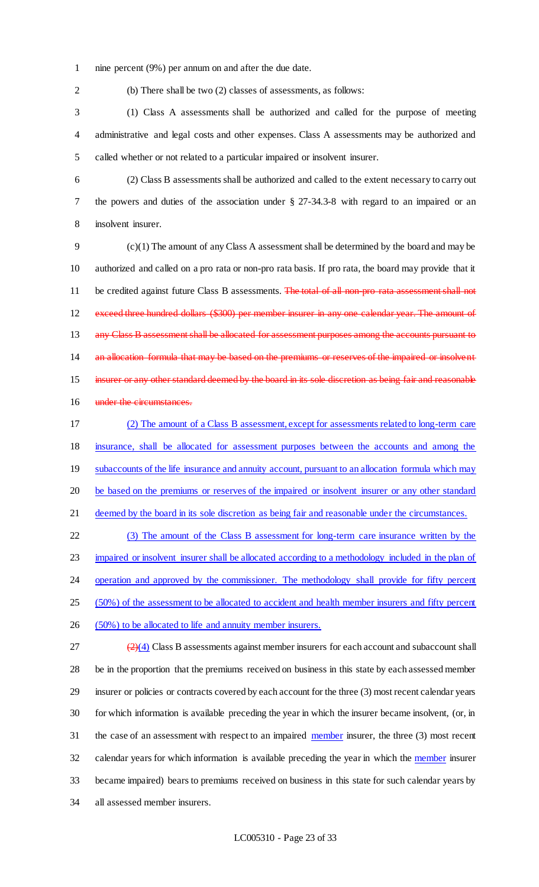nine percent (9%) per annum on and after the due date.

(b) There shall be two (2) classes of assessments, as follows:

(1) Class A assessments shall be authorized and called for the purpose of meeting administrative and legal costs and other expenses. Class A assessments may be authorized and called whether or not related to a particular impaired or insolvent insurer.

(2) Class B assessments shall be authorized and called to the extent necessary to carry out the powers and duties of the association under § 27-34.3-8 with regard to an impaired or an insolvent insurer.

(c)(1) The amount of any Class A assessment shall be determined by the board and may be authorized and called on a pro rata or non-pro rata basis. If pro rata, the board may provide that it be credited against future Class B assessments. ~~The total of all non-pro rata assessment shall not exceed three hundred dollars ($300) per member insurer in any one calendar year. The amount of any Class B assessment shall be allocated for assessment purposes among the accounts pursuant to an allocation formula that may be based on the premiums or reserves of the impaired or insolvent insurer or any other standard deemed by the board in its sole discretion as being fair and reasonable under the circumstances.~~

<u>(2) The amount of a Class B assessment, except for assessments related to long-term care insurance, shall be allocated for assessment purposes between the accounts and among the subaccounts of the life insurance and annuity account, pursuant to an allocation formula which may be based on the premiums or reserves of the impaired or insolvent insurer or any other standard deemed by the board in its sole discretion as being fair and reasonable under the circumstances.</u>

<u>(3) The amount of the Class B assessment for long-term care insurance written by the impaired or insolvent insurer shall be allocated according to a methodology included in the plan of operation and approved by the commissioner. The methodology shall provide for fifty percent (50%) of the assessment to be allocated to accident and health member insurers and fifty percent (50%) to be allocated to life and annuity member insurers.</u>

~~(2)~~<u>(4)</u> Class B assessments against member insurers for each account and subaccount shall be in the proportion that the premiums received on business in this state by each assessed member insurer or policies or contracts covered by each account for the three (3) most recent calendar years for which information is available preceding the year in which the insurer became insolvent, (or, in the case of an assessment with respect to an impaired <u>member</u> insurer, the three (3) most recent calendar years for which information is available preceding the year in which the <u>member</u> insurer became impaired) bears to premiums received on business in this state for such calendar years by all assessed member insurers.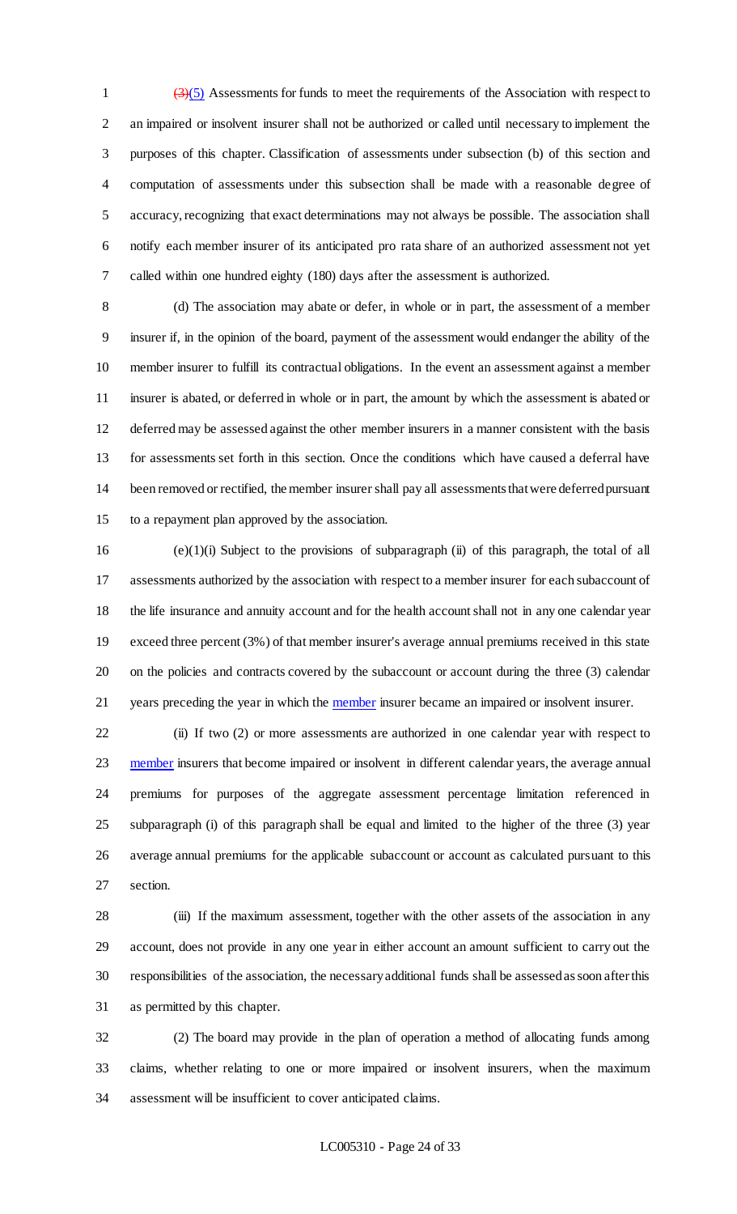~~(3)~~(5) Assessments for funds to meet the requirements of the Association with respect to an impaired or insolvent insurer shall not be authorized or called until necessary to implement the purposes of this chapter. Classification of assessments under subsection (b) of this section and computation of assessments under this subsection shall be made with a reasonable degree of accuracy, recognizing that exact determinations may not always be possible. The association shall notify each member insurer of its anticipated pro rata share of an authorized assessment not yet called within one hundred eighty (180) days after the assessment is authorized.

(d) The association may abate or defer, in whole or in part, the assessment of a member insurer if, in the opinion of the board, payment of the assessment would endanger the ability of the member insurer to fulfill its contractual obligations. In the event an assessment against a member insurer is abated, or deferred in whole or in part, the amount by which the assessment is abated or deferred may be assessed against the other member insurers in a manner consistent with the basis for assessments set forth in this section. Once the conditions which have caused a deferral have been removed or rectified, the member insurer shall pay all assessments that were deferred pursuant to a repayment plan approved by the association.

(e)(1)(i) Subject to the provisions of subparagraph (ii) of this paragraph, the total of all assessments authorized by the association with respect to a member insurer for each subaccount of the life insurance and annuity account and for the health account shall not in any one calendar year exceed three percent (3%) of that member insurer's average annual premiums received in this state on the policies and contracts covered by the subaccount or account during the three (3) calendar years preceding the year in which the member insurer became an impaired or insolvent insurer.

(ii) If two (2) or more assessments are authorized in one calendar year with respect to member insurers that become impaired or insolvent in different calendar years, the average annual premiums for purposes of the aggregate assessment percentage limitation referenced in subparagraph (i) of this paragraph shall be equal and limited to the higher of the three (3) year average annual premiums for the applicable subaccount or account as calculated pursuant to this section.

(iii) If the maximum assessment, together with the other assets of the association in any account, does not provide in any one year in either account an amount sufficient to carry out the responsibilities of the association, the necessary additional funds shall be assessed as soon after this as permitted by this chapter.

(2) The board may provide in the plan of operation a method of allocating funds among claims, whether relating to one or more impaired or insolvent insurers, when the maximum assessment will be insufficient to cover anticipated claims.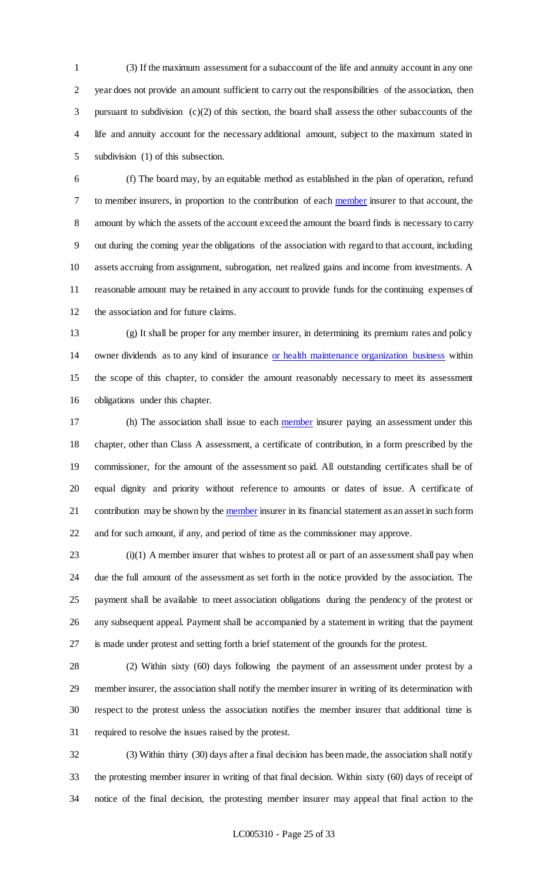(3) If the maximum assessment for a subaccount of the life and annuity account in any one year does not provide an amount sufficient to carry out the responsibilities of the association, then pursuant to subdivision (c)(2) of this section, the board shall assess the other subaccounts of the life and annuity account for the necessary additional amount, subject to the maximum stated in subdivision (1) of this subsection.

(f) The board may, by an equitable method as established in the plan of operation, refund to member insurers, in proportion to the contribution of each member insurer to that account, the amount by which the assets of the account exceed the amount the board finds is necessary to carry out during the coming year the obligations of the association with regard to that account, including assets accruing from assignment, subrogation, net realized gains and income from investments. A reasonable amount may be retained in any account to provide funds for the continuing expenses of the association and for future claims.

(g) It shall be proper for any member insurer, in determining its premium rates and policy owner dividends as to any kind of insurance or health maintenance organization business within the scope of this chapter, to consider the amount reasonably necessary to meet its assessment obligations under this chapter.

(h) The association shall issue to each member insurer paying an assessment under this chapter, other than Class A assessment, a certificate of contribution, in a form prescribed by the commissioner, for the amount of the assessment so paid. All outstanding certificates shall be of equal dignity and priority without reference to amounts or dates of issue. A certificate of contribution may be shown by the member insurer in its financial statement as an asset in such form and for such amount, if any, and period of time as the commissioner may approve.

(i)(1) A member insurer that wishes to protest all or part of an assessment shall pay when due the full amount of the assessment as set forth in the notice provided by the association. The payment shall be available to meet association obligations during the pendency of the protest or any subsequent appeal. Payment shall be accompanied by a statement in writing that the payment is made under protest and setting forth a brief statement of the grounds for the protest.

(2) Within sixty (60) days following the payment of an assessment under protest by a member insurer, the association shall notify the member insurer in writing of its determination with respect to the protest unless the association notifies the member insurer that additional time is required to resolve the issues raised by the protest.

(3) Within thirty (30) days after a final decision has been made, the association shall notify the protesting member insurer in writing of that final decision. Within sixty (60) days of receipt of notice of the final decision, the protesting member insurer may appeal that final action to the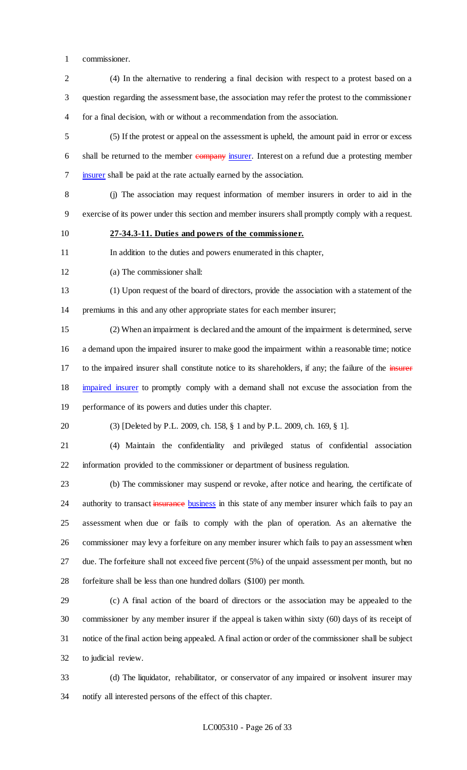commissioner.

(4) In the alternative to rendering a final decision with respect to a protest based on a question regarding the assessment base, the association may refer the protest to the commissioner for a final decision, with or without a recommendation from the association.

(5) If the protest or appeal on the assessment is upheld, the amount paid in error or excess shall be returned to the member ~~company~~ insurer. Interest on a refund due a protesting member insurer shall be paid at the rate actually earned by the association.

(j) The association may request information of member insurers in order to aid in the exercise of its power under this section and member insurers shall promptly comply with a request.

**27-34.3-11. Duties and powers of the commissioner.**

In addition to the duties and powers enumerated in this chapter,

(a) The commissioner shall:

(1) Upon request of the board of directors, provide the association with a statement of the premiums in this and any other appropriate states for each member insurer;

(2) When an impairment is declared and the amount of the impairment is determined, serve a demand upon the impaired insurer to make good the impairment within a reasonable time; notice to the impaired insurer shall constitute notice to its shareholders, if any; the failure of the ~~insurer~~ impaired insurer to promptly comply with a demand shall not excuse the association from the performance of its powers and duties under this chapter.

(3) [Deleted by P.L. 2009, ch. 158, § 1 and by P.L. 2009, ch. 169, § 1].

(4) Maintain the confidentiality and privileged status of confidential association information provided to the commissioner or department of business regulation.

(b) The commissioner may suspend or revoke, after notice and hearing, the certificate of authority to transact ~~insurance~~ business in this state of any member insurer which fails to pay an assessment when due or fails to comply with the plan of operation. As an alternative the commissioner may levy a forfeiture on any member insurer which fails to pay an assessment when due. The forfeiture shall not exceed five percent (5%) of the unpaid assessment per month, but no forfeiture shall be less than one hundred dollars ($100) per month.

(c) A final action of the board of directors or the association may be appealed to the commissioner by any member insurer if the appeal is taken within sixty (60) days of its receipt of notice of the final action being appealed. A final action or order of the commissioner shall be subject to judicial review.

(d) The liquidator, rehabilitator, or conservator of any impaired or insolvent insurer may notify all interested persons of the effect of this chapter.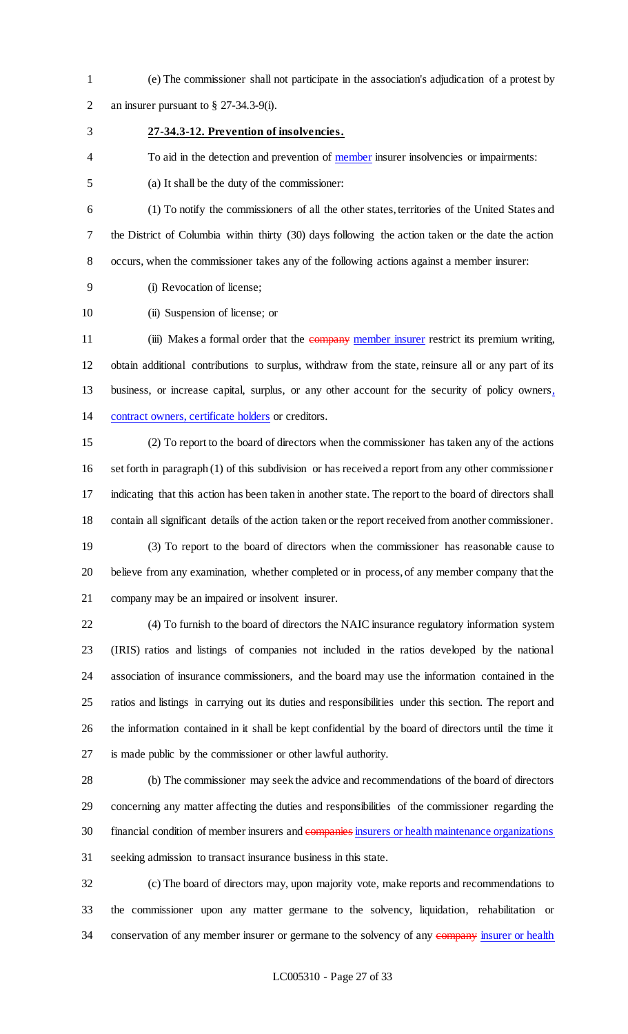(e) The commissioner shall not participate in the association's adjudication of a protest by an insurer pursuant to § 27-34.3-9(i).

**27-34.3-12. Prevention of insolvencies.**

To aid in the detection and prevention of member insurer insolvencies or impairments:

(a) It shall be the duty of the commissioner:

(1) To notify the commissioners of all the other states, territories of the United States and the District of Columbia within thirty (30) days following the action taken or the date the action occurs, when the commissioner takes any of the following actions against a member insurer:

(i) Revocation of license;

(ii) Suspension of license; or

(iii) Makes a formal order that the ~~company~~ member insurer restrict its premium writing, obtain additional contributions to surplus, withdraw from the state, reinsure all or any part of its business, or increase capital, surplus, or any other account for the security of policy owners, contract owners, certificate holders or creditors.

(2) To report to the board of directors when the commissioner has taken any of the actions set forth in paragraph (1) of this subdivision or has received a report from any other commissioner indicating that this action has been taken in another state. The report to the board of directors shall contain all significant details of the action taken or the report received from another commissioner.

(3) To report to the board of directors when the commissioner has reasonable cause to believe from any examination, whether completed or in process, of any member company that the company may be an impaired or insolvent insurer.

(4) To furnish to the board of directors the NAIC insurance regulatory information system (IRIS) ratios and listings of companies not included in the ratios developed by the national association of insurance commissioners, and the board may use the information contained in the ratios and listings in carrying out its duties and responsibilities under this section. The report and the information contained in it shall be kept confidential by the board of directors until the time it is made public by the commissioner or other lawful authority.

(b) The commissioner may seek the advice and recommendations of the board of directors concerning any matter affecting the duties and responsibilities of the commissioner regarding the financial condition of member insurers and ~~companies~~ insurers or health maintenance organizations seeking admission to transact insurance business in this state.

(c) The board of directors may, upon majority vote, make reports and recommendations to the commissioner upon any matter germane to the solvency, liquidation, rehabilitation or conservation of any member insurer or germane to the solvency of any ~~company~~ insurer or health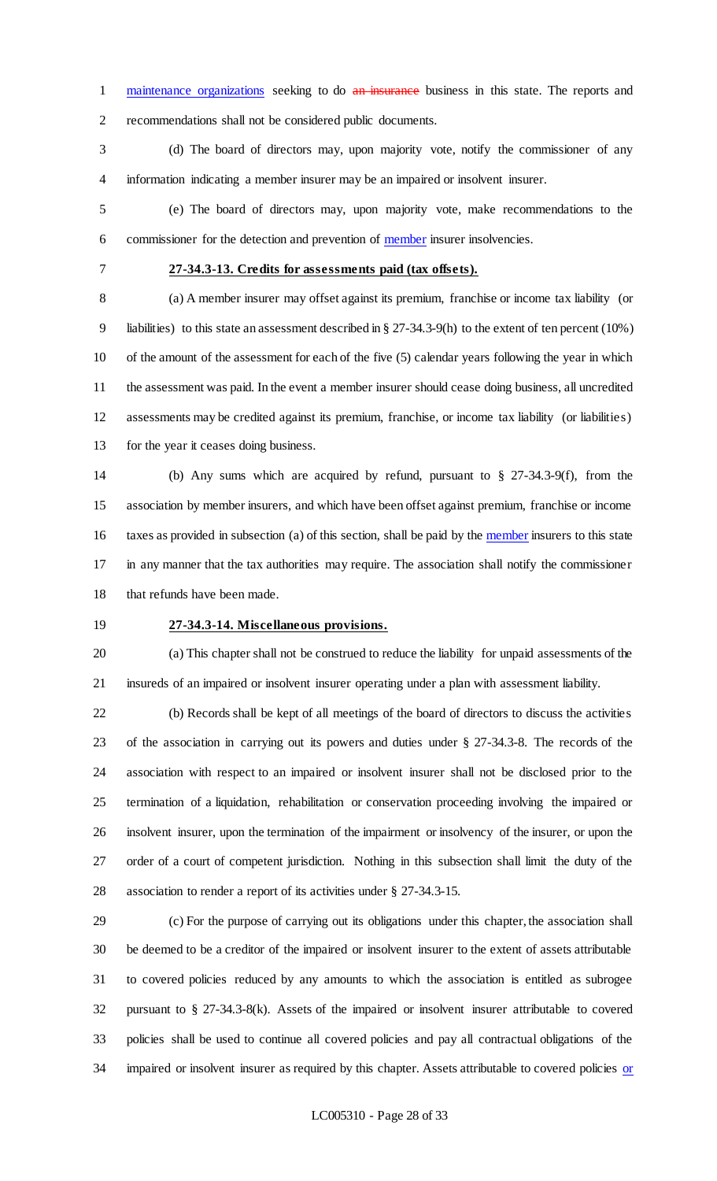maintenance organizations seeking to do ~~an insurance~~ business in this state. The reports and recommendations shall not be considered public documents.

(d) The board of directors may, upon majority vote, notify the commissioner of any information indicating a member insurer may be an impaired or insolvent insurer.

(e) The board of directors may, upon majority vote, make recommendations to the commissioner for the detection and prevention of member insurer insolvencies.

**27-34.3-13. Credits for assessments paid (tax offsets).**

(a) A member insurer may offset against its premium, franchise or income tax liability (or liabilities) to this state an assessment described in § 27-34.3-9(h) to the extent of ten percent (10%) of the amount of the assessment for each of the five (5) calendar years following the year in which the assessment was paid. In the event a member insurer should cease doing business, all uncredited assessments may be credited against its premium, franchise, or income tax liability (or liabilities) for the year it ceases doing business.

(b) Any sums which are acquired by refund, pursuant to § 27-34.3-9(f), from the association by member insurers, and which have been offset against premium, franchise or income taxes as provided in subsection (a) of this section, shall be paid by the member insurers to this state in any manner that the tax authorities may require. The association shall notify the commissioner that refunds have been made.

**27-34.3-14. Miscellaneous provisions.**

(a) This chapter shall not be construed to reduce the liability for unpaid assessments of the insureds of an impaired or insolvent insurer operating under a plan with assessment liability.

(b) Records shall be kept of all meetings of the board of directors to discuss the activities of the association in carrying out its powers and duties under § 27-34.3-8. The records of the association with respect to an impaired or insolvent insurer shall not be disclosed prior to the termination of a liquidation, rehabilitation or conservation proceeding involving the impaired or insolvent insurer, upon the termination of the impairment or insolvency of the insurer, or upon the order of a court of competent jurisdiction. Nothing in this subsection shall limit the duty of the association to render a report of its activities under § 27-34.3-15.

(c) For the purpose of carrying out its obligations under this chapter, the association shall be deemed to be a creditor of the impaired or insolvent insurer to the extent of assets attributable to covered policies reduced by any amounts to which the association is entitled as subrogee pursuant to § 27-34.3-8(k). Assets of the impaired or insolvent insurer attributable to covered policies shall be used to continue all covered policies and pay all contractual obligations of the impaired or insolvent insurer as required by this chapter. Assets attributable to covered policies or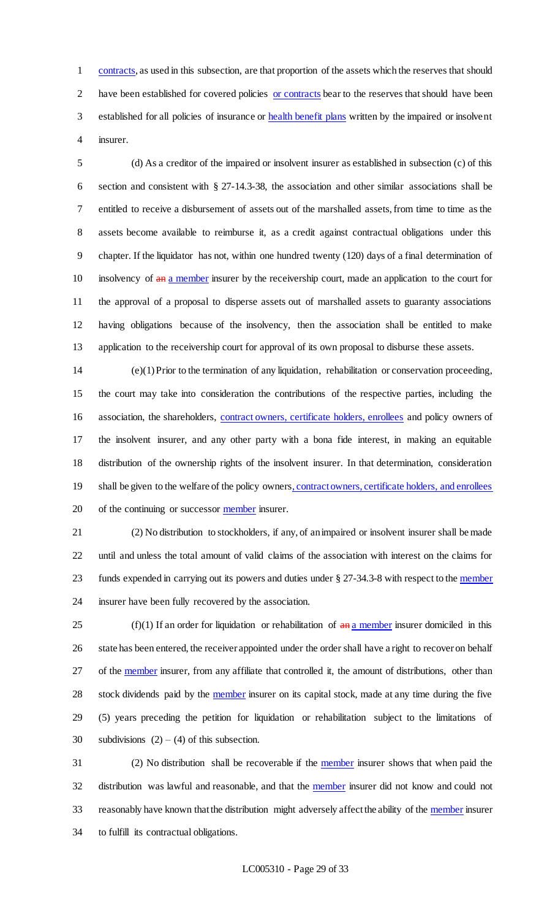contracts, as used in this subsection, are that proportion of the assets which the reserves that should have been established for covered policies or contracts bear to the reserves that should have been established for all policies of insurance or health benefit plans written by the impaired or insolvent insurer.

(d) As a creditor of the impaired or insolvent insurer as established in subsection (c) of this section and consistent with § 27-14.3-38, the association and other similar associations shall be entitled to receive a disbursement of assets out of the marshalled assets, from time to time as the assets become available to reimburse it, as a credit against contractual obligations under this chapter. If the liquidator has not, within one hundred twenty (120) days of a final determination of insolvency of ~~an~~ a member insurer by the receivership court, made an application to the court for the approval of a proposal to disperse assets out of marshalled assets to guaranty associations having obligations because of the insolvency, then the association shall be entitled to make application to the receivership court for approval of its own proposal to disburse these assets.

(e)(1) Prior to the termination of any liquidation, rehabilitation or conservation proceeding, the court may take into consideration the contributions of the respective parties, including the association, the shareholders, contract owners, certificate holders, enrollees and policy owners of the insolvent insurer, and any other party with a bona fide interest, in making an equitable distribution of the ownership rights of the insolvent insurer. In that determination, consideration shall be given to the welfare of the policy owners, contract owners, certificate holders, and enrollees of the continuing or successor member insurer.

(2) No distribution to stockholders, if any, of an impaired or insolvent insurer shall be made until and unless the total amount of valid claims of the association with interest on the claims for funds expended in carrying out its powers and duties under § 27-34.3-8 with respect to the member insurer have been fully recovered by the association.

(f)(1) If an order for liquidation or rehabilitation of ~~an~~ a member insurer domiciled in this state has been entered, the receiver appointed under the order shall have a right to recover on behalf of the member insurer, from any affiliate that controlled it, the amount of distributions, other than stock dividends paid by the member insurer on its capital stock, made at any time during the five (5) years preceding the petition for liquidation or rehabilitation subject to the limitations of subdivisions (2) – (4) of this subsection.

(2) No distribution shall be recoverable if the member insurer shows that when paid the distribution was lawful and reasonable, and that the member insurer did not know and could not reasonably have known that the distribution might adversely affect the ability of the member insurer to fulfill its contractual obligations.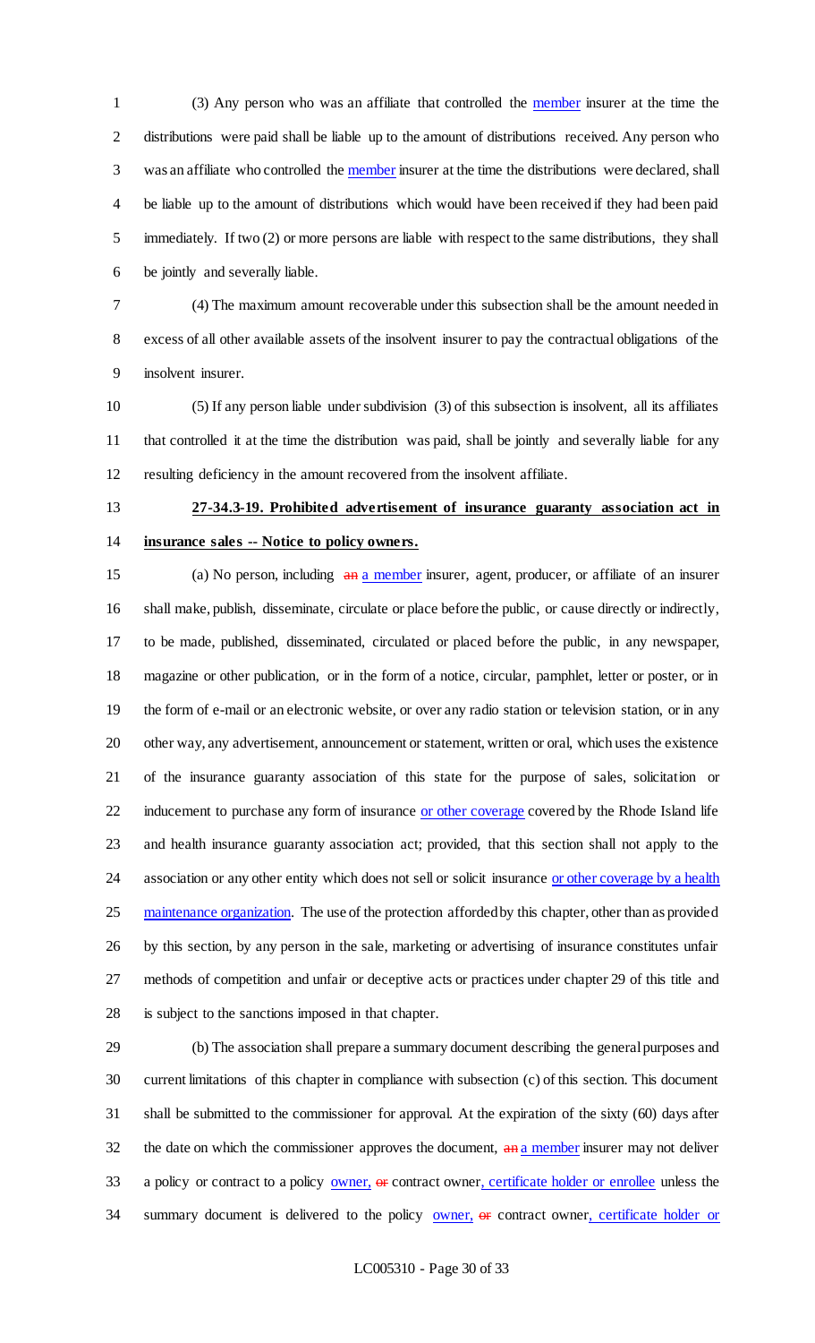(3) Any person who was an affiliate that controlled the member insurer at the time the distributions were paid shall be liable up to the amount of distributions received. Any person who was an affiliate who controlled the member insurer at the time the distributions were declared, shall be liable up to the amount of distributions which would have been received if they had been paid immediately. If two (2) or more persons are liable with respect to the same distributions, they shall be jointly and severally liable.

(4) The maximum amount recoverable under this subsection shall be the amount needed in excess of all other available assets of the insolvent insurer to pay the contractual obligations of the insolvent insurer.

(5) If any person liable under subdivision (3) of this subsection is insolvent, all its affiliates that controlled it at the time the distribution was paid, shall be jointly and severally liable for any resulting deficiency in the amount recovered from the insolvent affiliate.

**27-34.3-19. Prohibited advertisement of insurance guaranty association act in insurance sales -- Notice to policy owners.**

(a) No person, including ~~an~~ a member insurer, agent, producer, or affiliate of an insurer shall make, publish, disseminate, circulate or place before the public, or cause directly or indirectly, to be made, published, disseminated, circulated or placed before the public, in any newspaper, magazine or other publication, or in the form of a notice, circular, pamphlet, letter or poster, or in the form of e-mail or an electronic website, or over any radio station or television station, or in any other way, any advertisement, announcement or statement, written or oral, which uses the existence of the insurance guaranty association of this state for the purpose of sales, solicitation or inducement to purchase any form of insurance or other coverage covered by the Rhode Island life and health insurance guaranty association act; provided, that this section shall not apply to the association or any other entity which does not sell or solicit insurance or other coverage by a health maintenance organization. The use of the protection afforded by this chapter, other than as provided by this section, by any person in the sale, marketing or advertising of insurance constitutes unfair methods of competition and unfair or deceptive acts or practices under chapter 29 of this title and is subject to the sanctions imposed in that chapter.

(b) The association shall prepare a summary document describing the general purposes and current limitations of this chapter in compliance with subsection (c) of this section. This document shall be submitted to the commissioner for approval. At the expiration of the sixty (60) days after the date on which the commissioner approves the document, ~~an~~ a member insurer may not deliver a policy or contract to a policy owner, ~~or~~ contract owner, certificate holder or enrollee unless the summary document is delivered to the policy owner, ~~or~~ contract owner, certificate holder or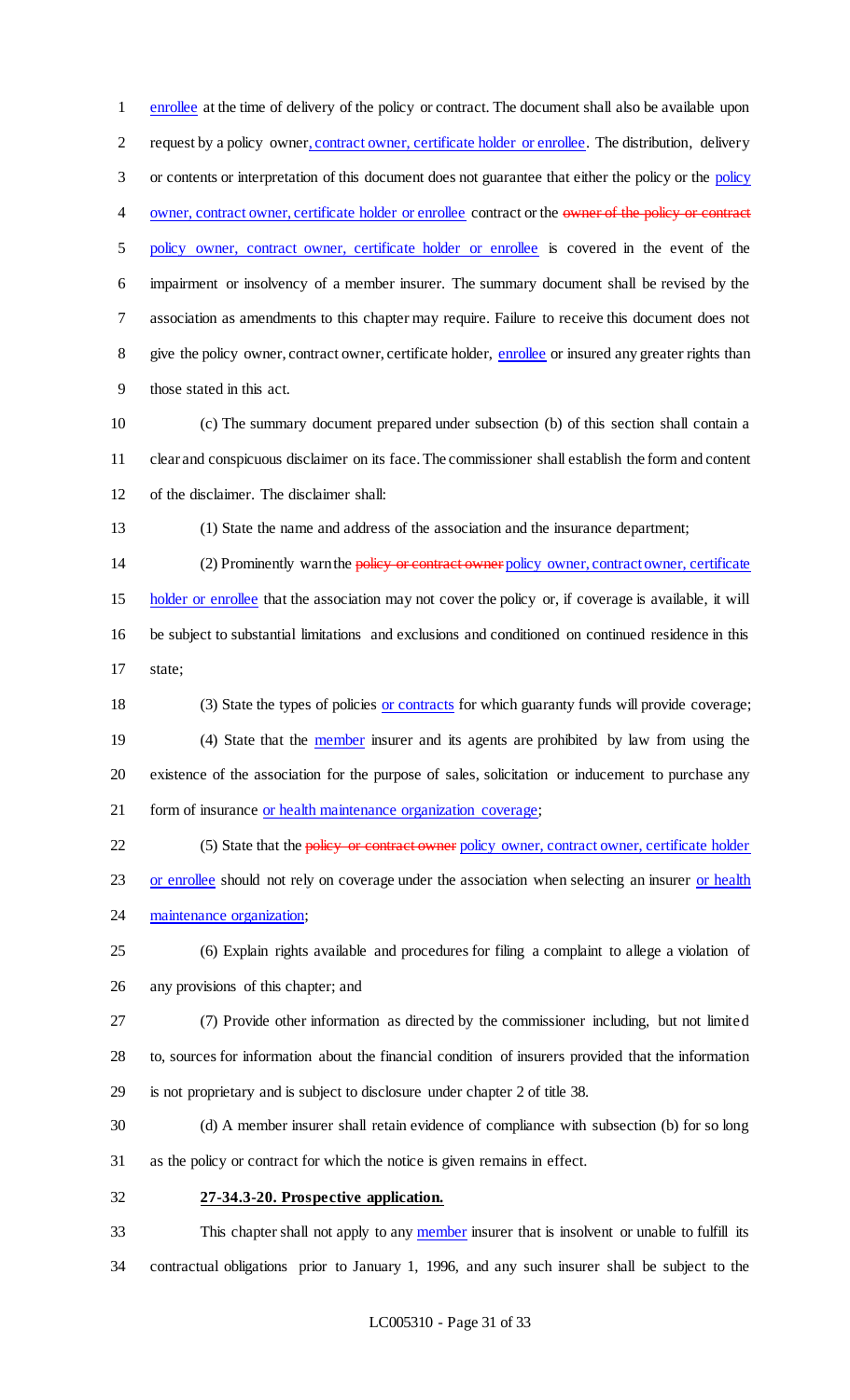enrollee at the time of delivery of the policy or contract. The document shall also be available upon request by a policy owner, contract owner, certificate holder or enrollee. The distribution, delivery or contents or interpretation of this document does not guarantee that either the policy or the policy owner, contract owner, certificate holder or enrollee contract or the ~~owner of the policy or contract~~ policy owner, contract owner, certificate holder or enrollee is covered in the event of the impairment or insolvency of a member insurer. The summary document shall be revised by the association as amendments to this chapter may require. Failure to receive this document does not give the policy owner, contract owner, certificate holder, enrollee or insured any greater rights than those stated in this act.

(c) The summary document prepared under subsection (b) of this section shall contain a clear and conspicuous disclaimer on its face. The commissioner shall establish the form and content of the disclaimer. The disclaimer shall:

(1) State the name and address of the association and the insurance department;

(2) Prominently warn the ~~policy or contract owner~~ policy owner, contract owner, certificate holder or enrollee that the association may not cover the policy or, if coverage is available, it will be subject to substantial limitations and exclusions and conditioned on continued residence in this state;

(3) State the types of policies or contracts for which guaranty funds will provide coverage;

(4) State that the member insurer and its agents are prohibited by law from using the existence of the association for the purpose of sales, solicitation or inducement to purchase any form of insurance or health maintenance organization coverage;

(5) State that the ~~policy or contract owner~~ policy owner, contract owner, certificate holder or enrollee should not rely on coverage under the association when selecting an insurer or health maintenance organization;

(6) Explain rights available and procedures for filing a complaint to allege a violation of any provisions of this chapter; and

(7) Provide other information as directed by the commissioner including, but not limited to, sources for information about the financial condition of insurers provided that the information is not proprietary and is subject to disclosure under chapter 2 of title 38.

(d) A member insurer shall retain evidence of compliance with subsection (b) for so long as the policy or contract for which the notice is given remains in effect.

**27-34.3-20. Prospective application.**

This chapter shall not apply to any member insurer that is insolvent or unable to fulfill its contractual obligations prior to January 1, 1996, and any such insurer shall be subject to the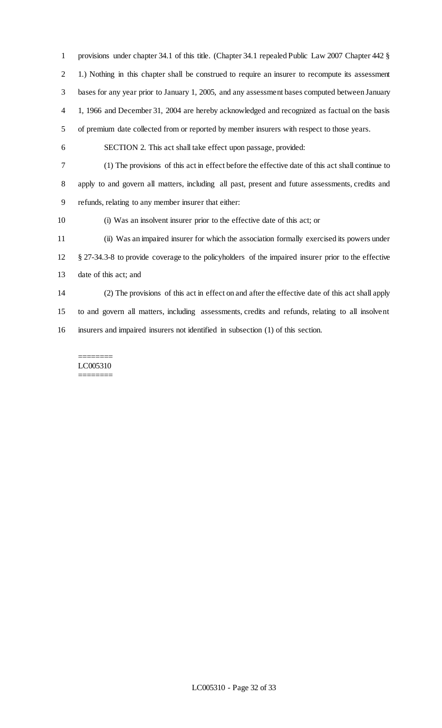provisions under chapter 34.1 of this title. (Chapter 34.1 repealed Public Law 2007 Chapter 442 § 1.) Nothing in this chapter shall be construed to require an insurer to recompute its assessment bases for any year prior to January 1, 2005, and any assessment bases computed between January 1, 1966 and December 31, 2004 are hereby acknowledged and recognized as factual on the basis of premium date collected from or reported by member insurers with respect to those years.

SECTION 2. This act shall take effect upon passage, provided:

(1) The provisions of this act in effect before the effective date of this act shall continue to apply to and govern all matters, including all past, present and future assessments, credits and refunds, relating to any member insurer that either:

(i) Was an insolvent insurer prior to the effective date of this act; or

(ii) Was an impaired insurer for which the association formally exercised its powers under § 27-34.3-8 to provide coverage to the policyholders of the impaired insurer prior to the effective date of this act; and

(2) The provisions of this act in effect on and after the effective date of this act shall apply to and govern all matters, including assessments, credits and refunds, relating to all insolvent insurers and impaired insurers not identified in subsection (1) of this section.

========
LC005310
========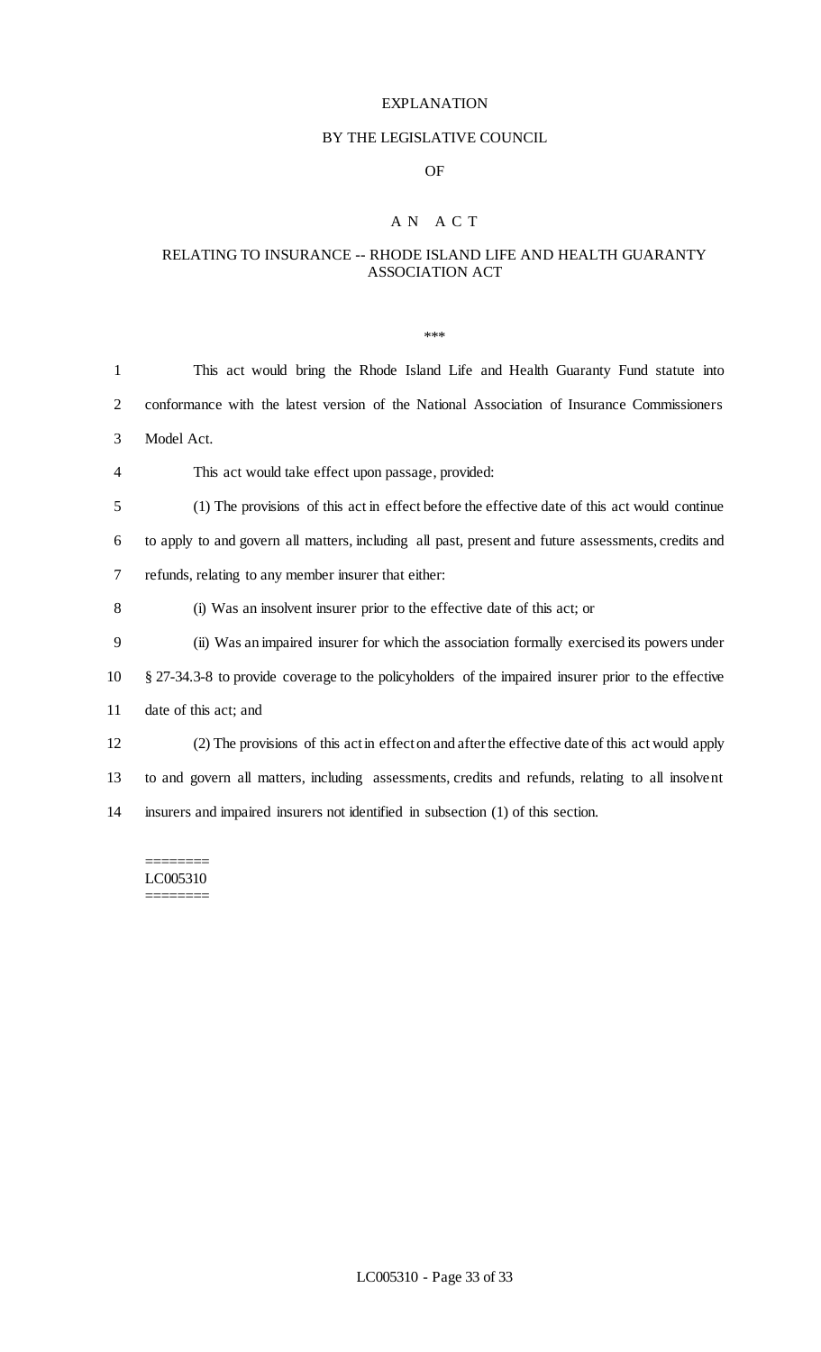EXPLANATION

BY THE LEGISLATIVE COUNCIL

OF

A N A C T

RELATING TO INSURANCE -- RHODE ISLAND LIFE AND HEALTH GUARANTY ASSOCIATION ACT

\*\*\*

This act would bring the Rhode Island Life and Health Guaranty Fund statute into conformance with the latest version of the National Association of Insurance Commissioners Model Act.

This act would take effect upon passage, provided:

(1) The provisions of this act in effect before the effective date of this act would continue to apply to and govern all matters, including all past, present and future assessments, credits and refunds, relating to any member insurer that either:

(i) Was an insolvent insurer prior to the effective date of this act; or

(ii) Was an impaired insurer for which the association formally exercised its powers under § 27-34.3-8 to provide coverage to the policyholders of the impaired insurer prior to the effective date of this act; and

(2) The provisions of this act in effect on and after the effective date of this act would apply to and govern all matters, including assessments, credits and refunds, relating to all insolvent insurers and impaired insurers not identified in subsection (1) of this section.

========
LC005310
========